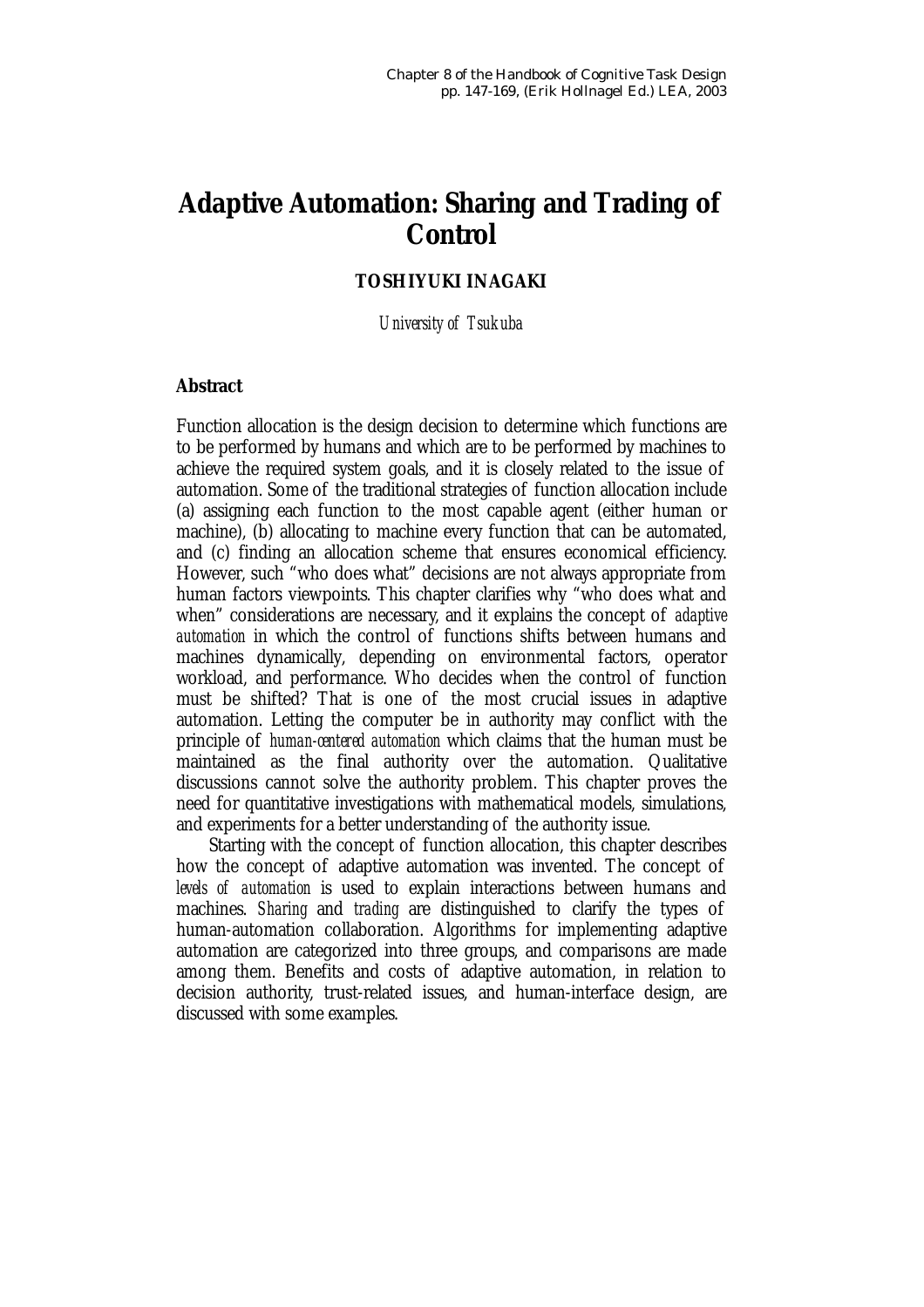Chapter 8 of the Handbook of Cognitive Task Design
pp. 147-169, (Erik Hollnagel Ed.) LEA, 2003

# Adaptive Automation: Sharing and Trading of Control

**TOSHIYUKI INAGAKI**

*University of Tsukuba*

## Abstract

Function allocation is the design decision to determine which functions are to be performed by humans and which are to be performed by machines to achieve the required system goals, and it is closely related to the issue of automation. Some of the traditional strategies of function allocation include (a) assigning each function to the most capable agent (either human or machine), (b) allocating to machine every function that can be automated, and (c) finding an allocation scheme that ensures economical efficiency. However, such "who does what" decisions are not always appropriate from human factors viewpoints. This chapter clarifies why "who does what and when" considerations are necessary, and it explains the concept of *adaptive automation* in which the control of functions shifts between humans and machines dynamically, depending on environmental factors, operator workload, and performance. Who decides when the control of function must be shifted? That is one of the most crucial issues in adaptive automation. Letting the computer be in authority may conflict with the principle of *human-centered automation* which claims that the human must be maintained as the final authority over the automation. Qualitative discussions cannot solve the authority problem. This chapter proves the need for quantitative investigations with mathematical models, simulations, and experiments for a better understanding of the authority issue.

Starting with the concept of function allocation, this chapter describes how the concept of adaptive automation was invented. The concept of *levels of automation* is used to explain interactions between humans and machines. *Sharing* and *trading* are distinguished to clarify the types of human-automation collaboration. Algorithms for implementing adaptive automation are categorized into three groups, and comparisons are made among them. Benefits and costs of adaptive automation, in relation to decision authority, trust-related issues, and human-interface design, are discussed with some examples.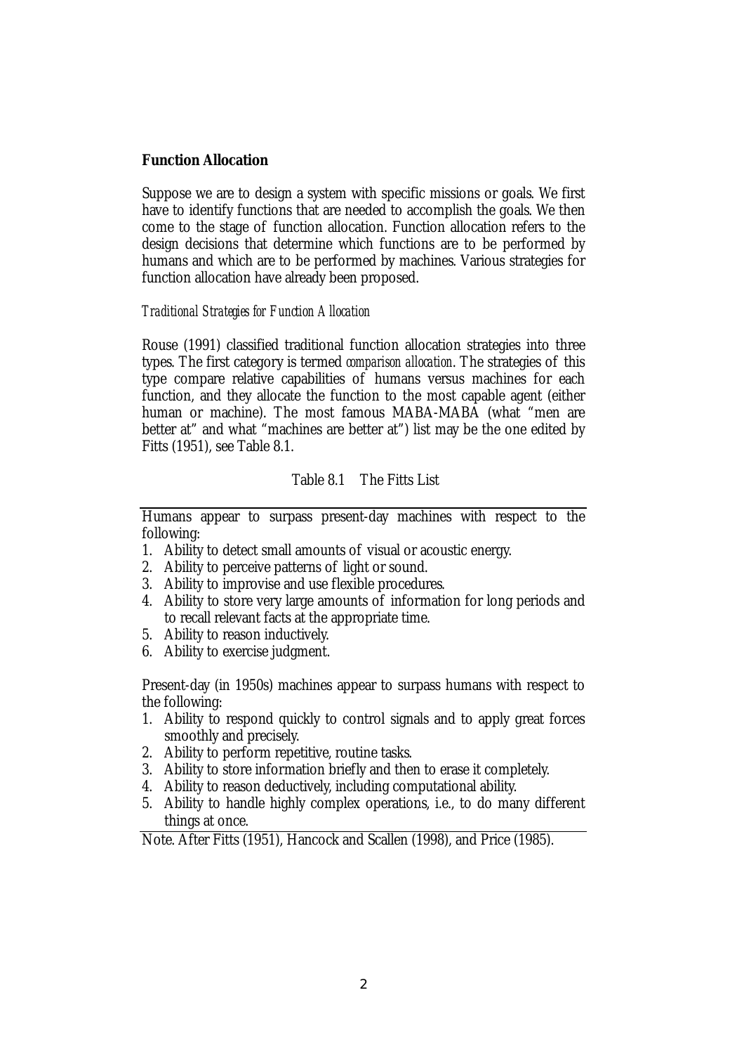## Function Allocation

Suppose we are to design a system with specific missions or goals. We first have to identify functions that are needed to accomplish the goals. We then come to the stage of function allocation. Function allocation refers to the design decisions that determine which functions are to be performed by humans and which are to be performed by machines. Various strategies for function allocation have already been proposed.

### *Traditional Strategies for Function Allocation*

Rouse (1991) classified traditional function allocation strategies into three types. The first category is termed *comparison allocation*. The strategies of this type compare relative capabilities of humans versus machines for each function, and they allocate the function to the most capable agent (either human or machine). The most famous MABA-MABA (what "men are better at" and what "machines are better at") list may be the one edited by Fitts (1951), see Table 8.1.

Table 8.1 The Fitts List

Humans appear to surpass present-day machines with respect to the following:

1. Ability to detect small amounts of visual or acoustic energy.
2. Ability to perceive patterns of light or sound.
3. Ability to improvise and use flexible procedures.
4. Ability to store very large amounts of information for long periods and to recall relevant facts at the appropriate time.
5. Ability to reason inductively.
6. Ability to exercise judgment.

Present-day (in 1950s) machines appear to surpass humans with respect to the following:

1. Ability to respond quickly to control signals and to apply great forces smoothly and precisely.
2. Ability to perform repetitive, routine tasks.
3. Ability to store information briefly and then to erase it completely.
4. Ability to reason deductively, including computational ability.
5. Ability to handle highly complex operations, i.e., to do many different things at once.

Note. After Fitts (1951), Hancock and Scallen (1998), and Price (1985).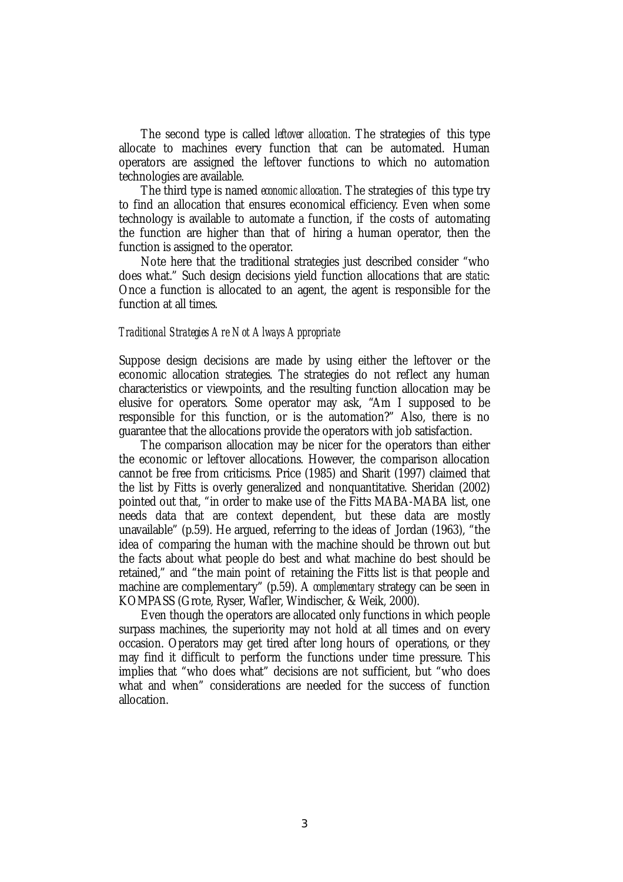The second type is called *leftover allocation*. The strategies of this type allocate to machines every function that can be automated. Human operators are assigned the leftover functions to which no automation technologies are available.

The third type is named *economic allocation*. The strategies of this type try to find an allocation that ensures economical efficiency. Even when some technology is available to automate a function, if the costs of automating the function are higher than that of hiring a human operator, then the function is assigned to the operator.

Note here that the traditional strategies just described consider "who does what." Such design decisions yield function allocations that are *static*: Once a function is allocated to an agent, the agent is responsible for the function at all times.

### *Traditional Strategies Are Not Always Appropriate*

Suppose design decisions are made by using either the leftover or the economic allocation strategies. The strategies do not reflect any human characteristics or viewpoints, and the resulting function allocation may be elusive for operators. Some operator may ask, "Am I supposed to be responsible for this function, or is the automation?" Also, there is no guarantee that the allocations provide the operators with job satisfaction.

The comparison allocation may be nicer for the operators than either the economic or leftover allocations. However, the comparison allocation cannot be free from criticisms. Price (1985) and Sharit (1997) claimed that the list by Fitts is overly generalized and nonquantitative. Sheridan (2002) pointed out that, "in order to make use of the Fitts MABA-MABA list, one needs data that are context dependent, but these data are mostly unavailable" (p.59). He argued, referring to the ideas of Jordan (1963), "the idea of comparing the human with the machine should be thrown out but the facts about what people do best and what machine do best should be retained," and "the main point of retaining the Fitts list is that people and machine are complementary" (p.59). A *complementary* strategy can be seen in KOMPASS (Grote, Ryser, Wafler, Windischer, & Weik, 2000).

Even though the operators are allocated only functions in which people surpass machines, the superiority may not hold at all times and on every occasion. Operators may get tired after long hours of operations, or they may find it difficult to perform the functions under time pressure. This implies that "who does what" decisions are not sufficient, but "who does what and when" considerations are needed for the success of function allocation.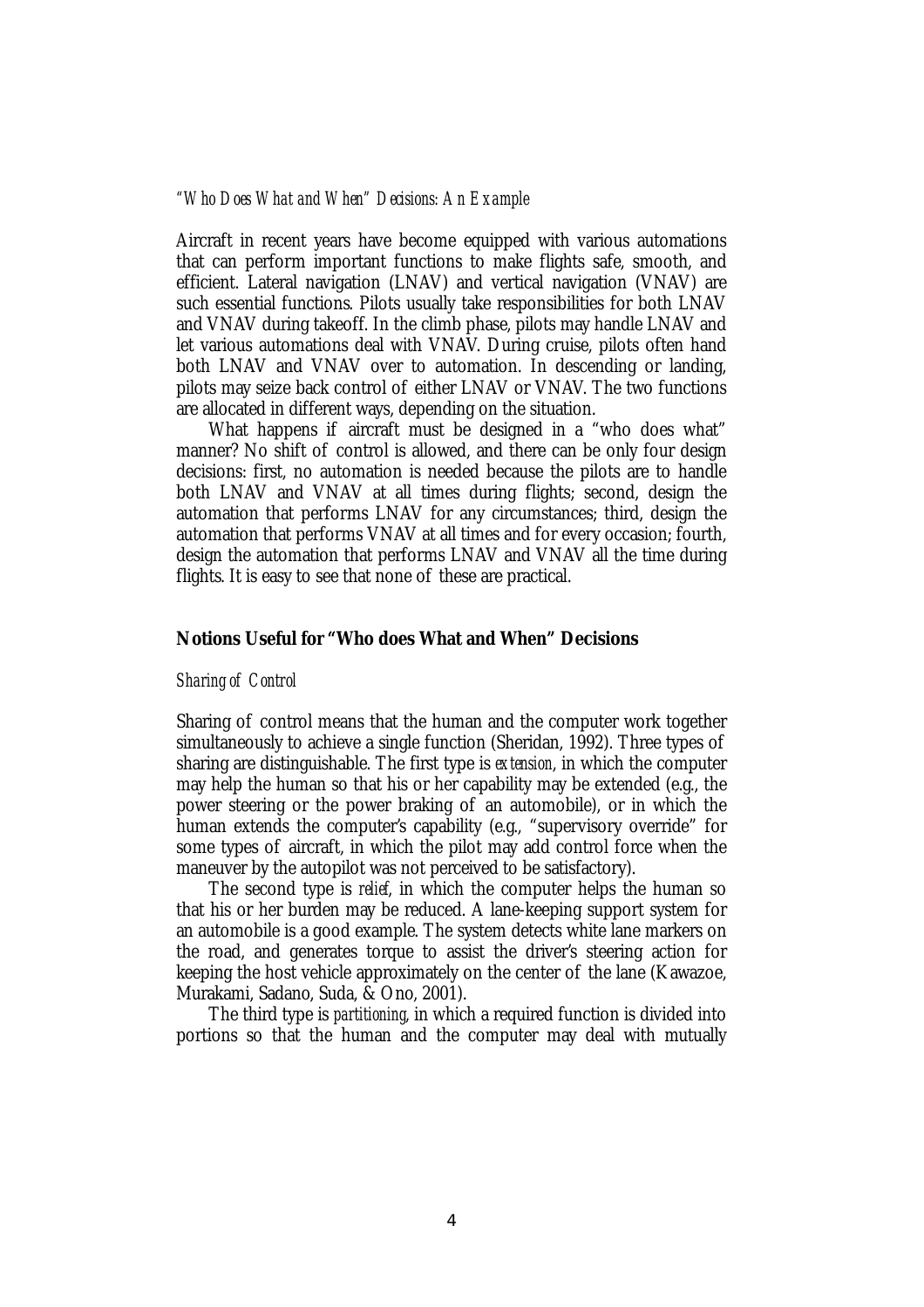*"Who Does What and When" Decisions: An Example*

Aircraft in recent years have become equipped with various automations that can perform important functions to make flights safe, smooth, and efficient. Lateral navigation (LNAV) and vertical navigation (VNAV) are such essential functions. Pilots usually take responsibilities for both LNAV and VNAV during takeoff. In the climb phase, pilots may handle LNAV and let various automations deal with VNAV. During cruise, pilots often hand both LNAV and VNAV over to automation. In descending or landing, pilots may seize back control of either LNAV or VNAV. The two functions are allocated in different ways, depending on the situation.

What happens if aircraft must be designed in a "who does what" manner? No shift of control is allowed, and there can be only four design decisions: first, no automation is needed because the pilots are to handle both LNAV and VNAV at all times during flights; second, design the automation that performs LNAV for any circumstances; third, design the automation that performs VNAV at all times and for every occasion; fourth, design the automation that performs LNAV and VNAV all the time during flights. It is easy to see that none of these are practical.

## Notions Useful for "Who does What and When" Decisions

*Sharing of Control*

Sharing of control means that the human and the computer work together simultaneously to achieve a single function (Sheridan, 1992). Three types of sharing are distinguishable. The first type is *extension*, in which the computer may help the human so that his or her capability may be extended (e.g., the power steering or the power braking of an automobile), or in which the human extends the computer's capability (e.g., "supervisory override" for some types of aircraft, in which the pilot may add control force when the maneuver by the autopilot was not perceived to be satisfactory).

The second type is *relief*, in which the computer helps the human so that his or her burden may be reduced. A lane-keeping support system for an automobile is a good example. The system detects white lane markers on the road, and generates torque to assist the driver's steering action for keeping the host vehicle approximately on the center of the lane (Kawazoe, Murakami, Sadano, Suda, & Ono, 2001).

The third type is *partitioning*, in which a required function is divided into portions so that the human and the computer may deal with mutually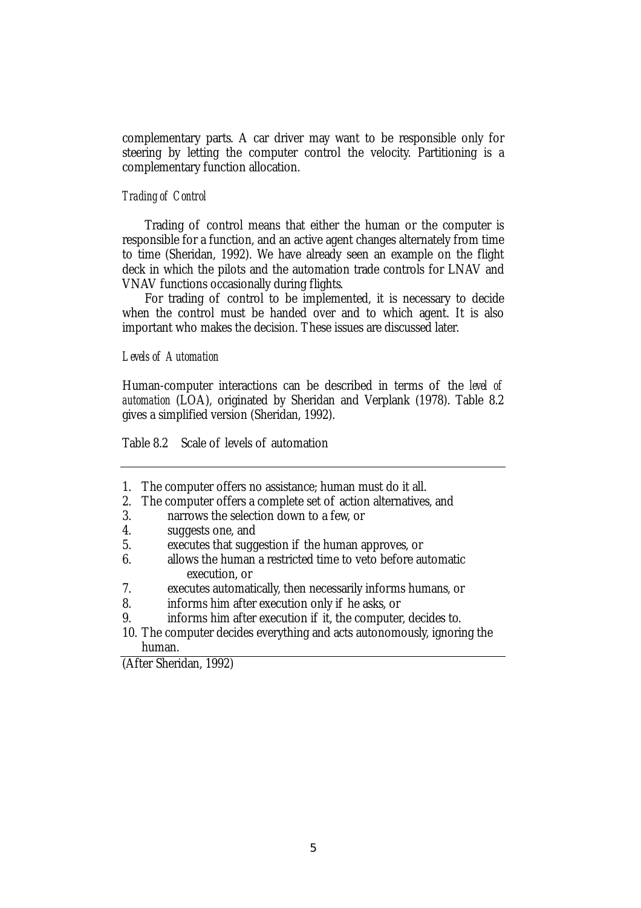complementary parts. A car driver may want to be responsible only for steering by letting the computer control the velocity. Partitioning is a complementary function allocation.

### *Trading of Control*

Trading of control means that either the human or the computer is responsible for a function, and an active agent changes alternately from time to time (Sheridan, 1992). We have already seen an example on the flight deck in which the pilots and the automation trade controls for LNAV and VNAV functions occasionally during flights.

For trading of control to be implemented, it is necessary to decide when the control must be handed over and to which agent. It is also important who makes the decision. These issues are discussed later.

### *Levels of Automation*

Human-computer interactions can be described in terms of the *level of automation* (LOA), originated by Sheridan and Verplank (1978). Table 8.2 gives a simplified version (Sheridan, 1992).

Table 8.2 Scale of levels of automation

1. The computer offers no assistance; human must do it all.
2. The computer offers a complete set of action alternatives, and
3. narrows the selection down to a few, or
4. suggests one, and
5. executes that suggestion if the human approves, or
6. allows the human a restricted time to veto before automatic execution, or
7. executes automatically, then necessarily informs humans, or
8. informs him after execution only if he asks, or
9. informs him after execution if it, the computer, decides to.
10. The computer decides everything and acts autonomously, ignoring the human.

(After Sheridan, 1992)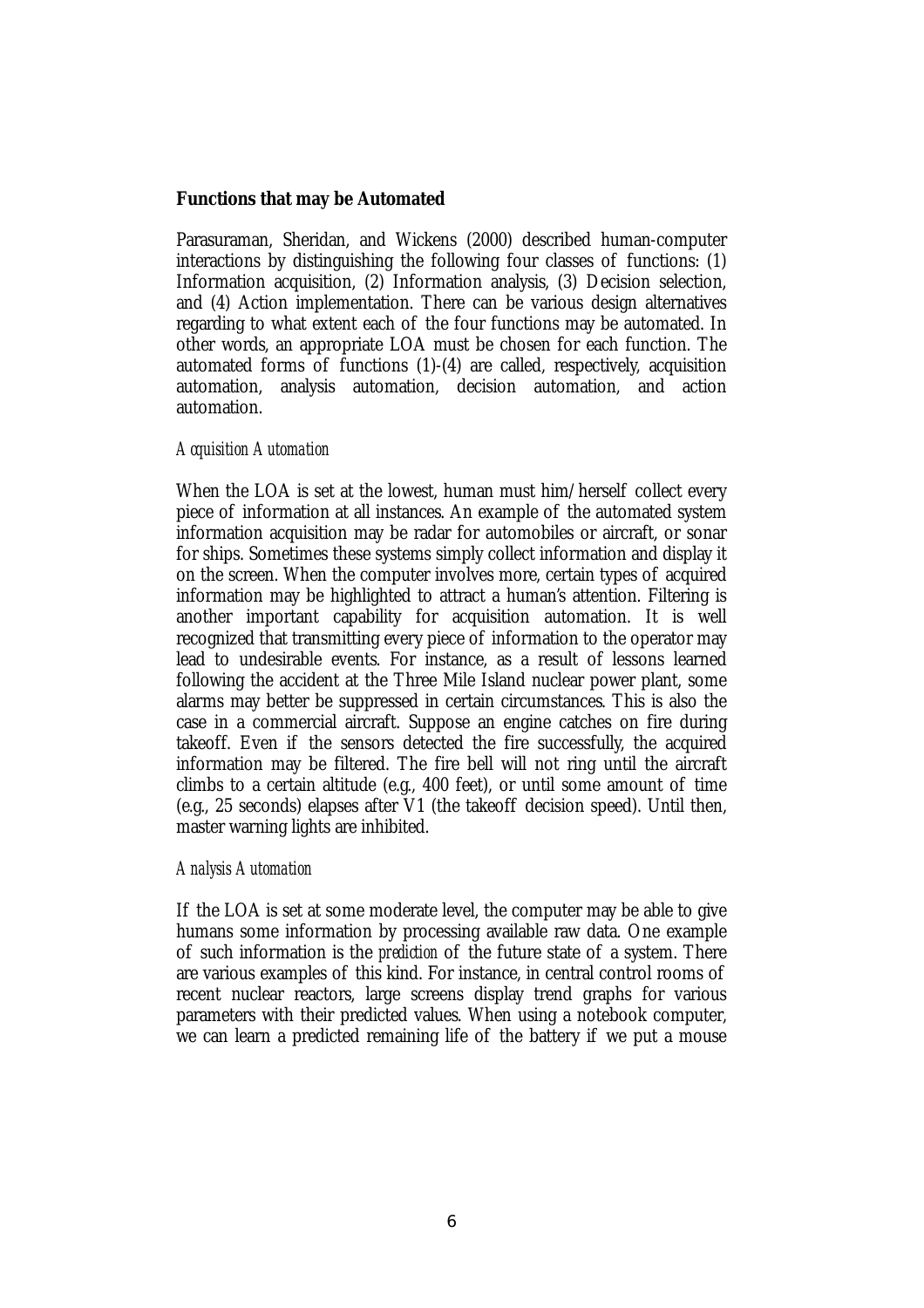## Functions that may be Automated

Parasuraman, Sheridan, and Wickens (2000) described human-computer interactions by distinguishing the following four classes of functions: (1) Information acquisition, (2) Information analysis, (3) Decision selection, and (4) Action implementation. There can be various design alternatives regarding to what extent each of the four functions may be automated. In other words, an appropriate LOA must be chosen for each function. The automated forms of functions (1)-(4) are called, respectively, acquisition automation, analysis automation, decision automation, and action automation.

### *Acquisition Automation*

When the LOA is set at the lowest, human must him/herself collect every piece of information at all instances. An example of the automated system information acquisition may be radar for automobiles or aircraft, or sonar for ships. Sometimes these systems simply collect information and display it on the screen. When the computer involves more, certain types of acquired information may be highlighted to attract a human's attention. Filtering is another important capability for acquisition automation. It is well recognized that transmitting every piece of information to the operator may lead to undesirable events. For instance, as a result of lessons learned following the accident at the Three Mile Island nuclear power plant, some alarms may better be suppressed in certain circumstances. This is also the case in a commercial aircraft. Suppose an engine catches on fire during takeoff. Even if the sensors detected the fire successfully, the acquired information may be filtered. The fire bell will not ring until the aircraft climbs to a certain altitude (e.g., 400 feet), or until some amount of time (e.g., 25 seconds) elapses after V1 (the takeoff decision speed). Until then, master warning lights are inhibited.

### *Analysis Automation*

If the LOA is set at some moderate level, the computer may be able to give humans some information by processing available raw data. One example of such information is the *prediction* of the future state of a system. There are various examples of this kind. For instance, in central control rooms of recent nuclear reactors, large screens display trend graphs for various parameters with their predicted values. When using a notebook computer, we can learn a predicted remaining life of the battery if we put a mouse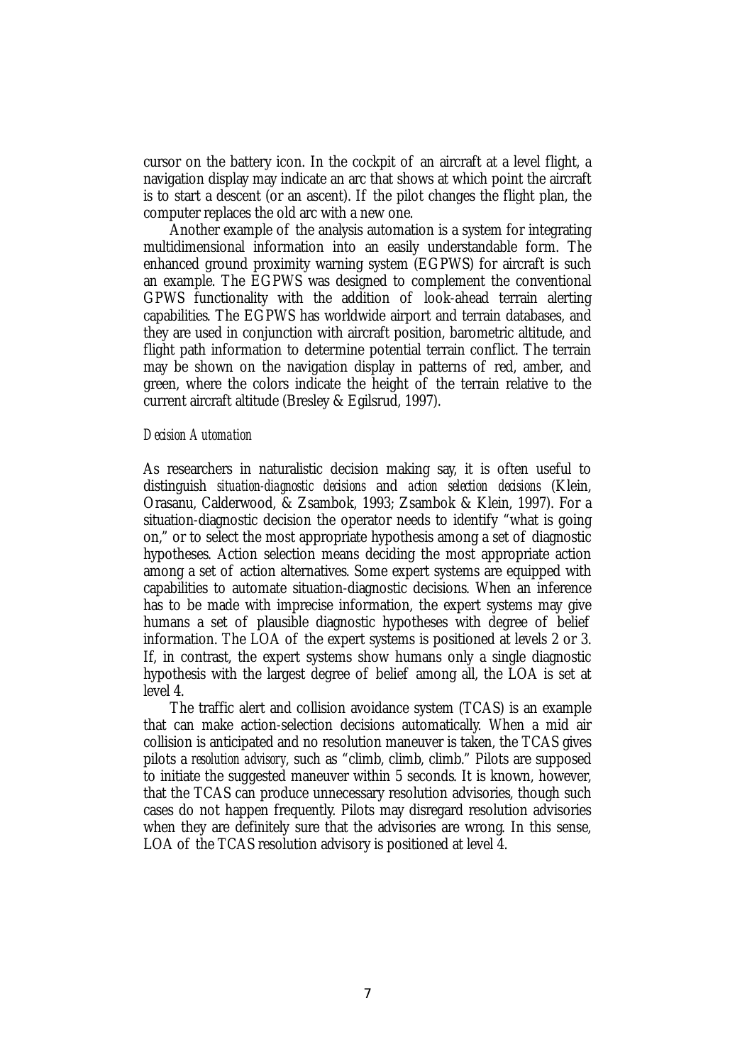cursor on the battery icon. In the cockpit of an aircraft at a level flight, a navigation display may indicate an arc that shows at which point the aircraft is to start a descent (or an ascent). If the pilot changes the flight plan, the computer replaces the old arc with a new one.

Another example of the analysis automation is a system for integrating multidimensional information into an easily understandable form. The enhanced ground proximity warning system (EGPWS) for aircraft is such an example. The EGPWS was designed to complement the conventional GPWS functionality with the addition of look-ahead terrain alerting capabilities. The EGPWS has worldwide airport and terrain databases, and they are used in conjunction with aircraft position, barometric altitude, and flight path information to determine potential terrain conflict. The terrain may be shown on the navigation display in patterns of red, amber, and green, where the colors indicate the height of the terrain relative to the current aircraft altitude (Bresley & Egilsrud, 1997).

### *Decision Automation*

As researchers in naturalistic decision making say, it is often useful to distinguish *situation-diagnostic decisions* and *action selection decisions* (Klein, Orasanu, Calderwood, & Zsambok, 1993; Zsambok & Klein, 1997). For a situation-diagnostic decision the operator needs to identify "what is going on," or to select the most appropriate hypothesis among a set of diagnostic hypotheses. Action selection means deciding the most appropriate action among a set of action alternatives. Some expert systems are equipped with capabilities to automate situation-diagnostic decisions. When an inference has to be made with imprecise information, the expert systems may give humans a set of plausible diagnostic hypotheses with degree of belief information. The LOA of the expert systems is positioned at levels 2 or 3. If, in contrast, the expert systems show humans only a single diagnostic hypothesis with the largest degree of belief among all, the LOA is set at level 4.

The traffic alert and collision avoidance system (TCAS) is an example that can make action-selection decisions automatically. When a mid air collision is anticipated and no resolution maneuver is taken, the TCAS gives pilots a *resolution advisory*, such as "climb, climb, climb." Pilots are supposed to initiate the suggested maneuver within 5 seconds. It is known, however, that the TCAS can produce unnecessary resolution advisories, though such cases do not happen frequently. Pilots may disregard resolution advisories when they are definitely sure that the advisories are wrong. In this sense, LOA of the TCAS resolution advisory is positioned at level 4.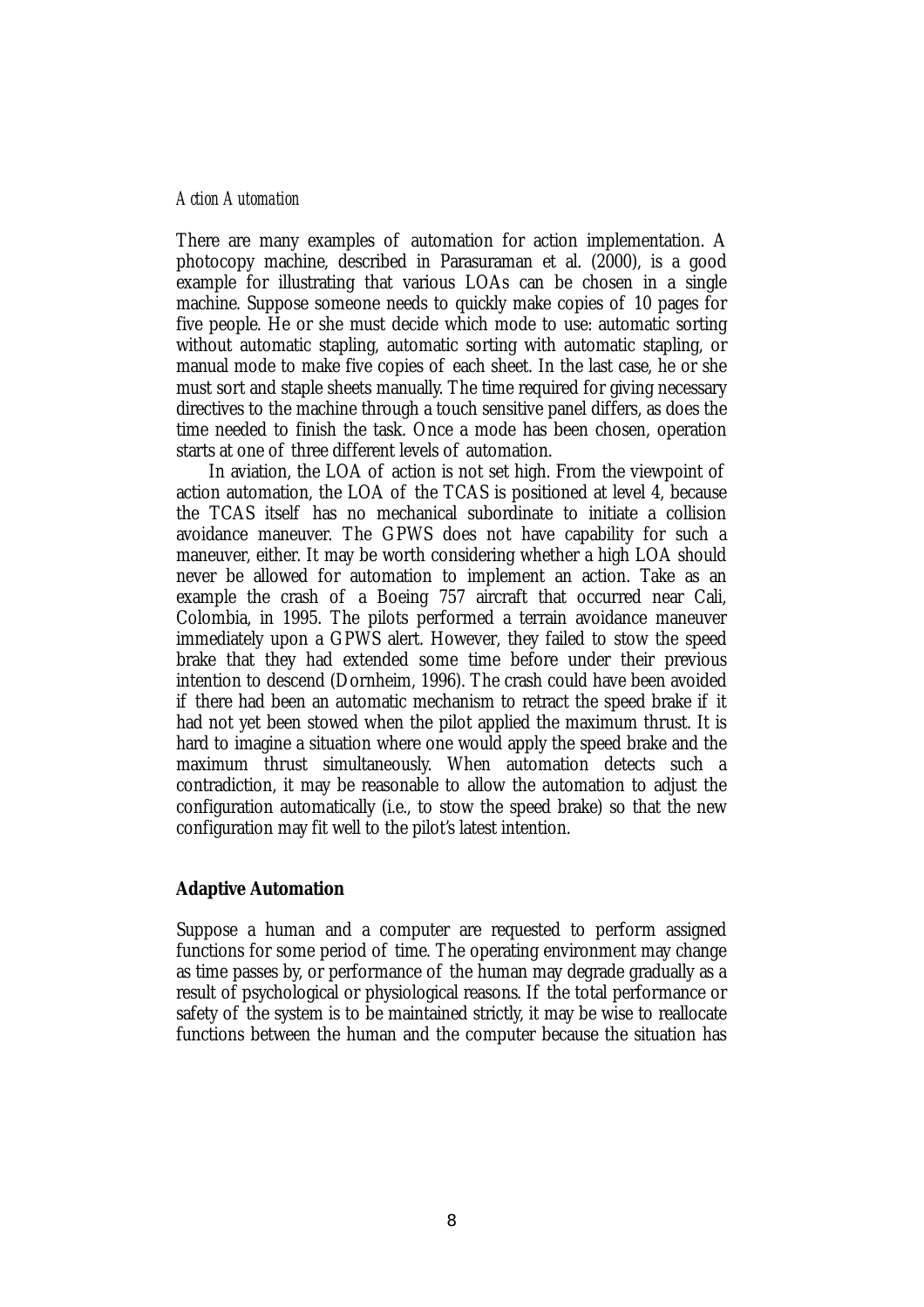*Action Automation*

There are many examples of automation for action implementation. A photocopy machine, described in Parasuraman et al. (2000), is a good example for illustrating that various LOAs can be chosen in a single machine. Suppose someone needs to quickly make copies of 10 pages for five people. He or she must decide which mode to use: automatic sorting without automatic stapling, automatic sorting with automatic stapling, or manual mode to make five copies of each sheet. In the last case, he or she must sort and staple sheets manually. The time required for giving necessary directives to the machine through a touch sensitive panel differs, as does the time needed to finish the task. Once a mode has been chosen, operation starts at one of three different levels of automation.

In aviation, the LOA of action is not set high. From the viewpoint of action automation, the LOA of the TCAS is positioned at level 4, because the TCAS itself has no mechanical subordinate to initiate a collision avoidance maneuver. The GPWS does not have capability for such a maneuver, either. It may be worth considering whether a high LOA should never be allowed for automation to implement an action. Take as an example the crash of a Boeing 757 aircraft that occurred near Cali, Colombia, in 1995. The pilots performed a terrain avoidance maneuver immediately upon a GPWS alert. However, they failed to stow the speed brake that they had extended some time before under their previous intention to descend (Dornheim, 1996). The crash could have been avoided if there had been an automatic mechanism to retract the speed brake if it had not yet been stowed when the pilot applied the maximum thrust. It is hard to imagine a situation where one would apply the speed brake and the maximum thrust simultaneously. When automation detects such a contradiction, it may be reasonable to allow the automation to adjust the configuration automatically (i.e., to stow the speed brake) so that the new configuration may fit well to the pilot's latest intention.

## Adaptive Automation

Suppose a human and a computer are requested to perform assigned functions for some period of time. The operating environment may change as time passes by, or performance of the human may degrade gradually as a result of psychological or physiological reasons. If the total performance or safety of the system is to be maintained strictly, it may be wise to reallocate functions between the human and the computer because the situation has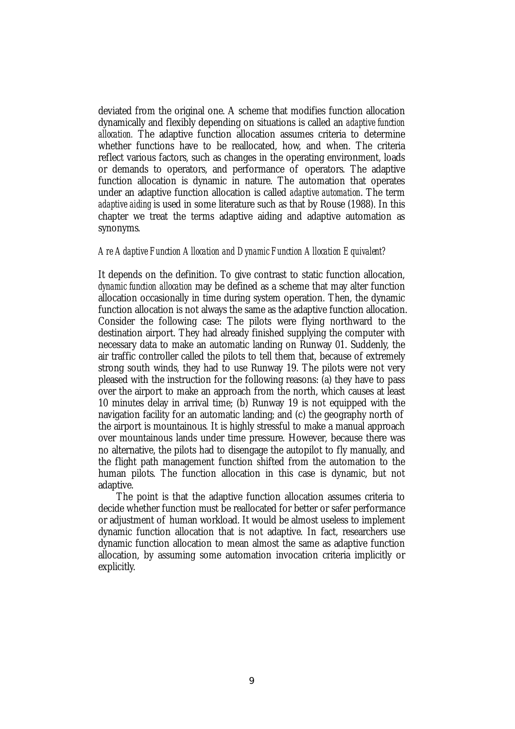deviated from the original one. A scheme that modifies function allocation dynamically and flexibly depending on situations is called an *adaptive function allocation.* The adaptive function allocation assumes criteria to determine whether functions have to be reallocated, how, and when. The criteria reflect various factors, such as changes in the operating environment, loads or demands to operators, and performance of operators. The adaptive function allocation is dynamic in nature. The automation that operates under an adaptive function allocation is called *adaptive automation*. The term *adaptive aiding* is used in some literature such as that by Rouse (1988). In this chapter we treat the terms adaptive aiding and adaptive automation as synonyms.

### *Are Adaptive Function Allocation and Dynamic Function Allocation Equivalent?*

It depends on the definition. To give contrast to static function allocation, *dynamic function allocation* may be defined as a scheme that may alter function allocation occasionally in time during system operation. Then, the dynamic function allocation is not always the same as the adaptive function allocation. Consider the following case: The pilots were flying northward to the destination airport. They had already finished supplying the computer with necessary data to make an automatic landing on Runway 01. Suddenly, the air traffic controller called the pilots to tell them that, because of extremely strong south winds, they had to use Runway 19. The pilots were not very pleased with the instruction for the following reasons: (a) they have to pass over the airport to make an approach from the north, which causes at least 10 minutes delay in arrival time; (b) Runway 19 is not equipped with the navigation facility for an automatic landing; and (c) the geography north of the airport is mountainous. It is highly stressful to make a manual approach over mountainous lands under time pressure. However, because there was no alternative, the pilots had to disengage the autopilot to fly manually, and the flight path management function shifted from the automation to the human pilots. The function allocation in this case is dynamic, but not adaptive.

The point is that the adaptive function allocation assumes criteria to decide whether function must be reallocated for better or safer performance or adjustment of human workload. It would be almost useless to implement dynamic function allocation that is not adaptive. In fact, researchers use dynamic function allocation to mean almost the same as adaptive function allocation, by assuming some automation invocation criteria implicitly or explicitly.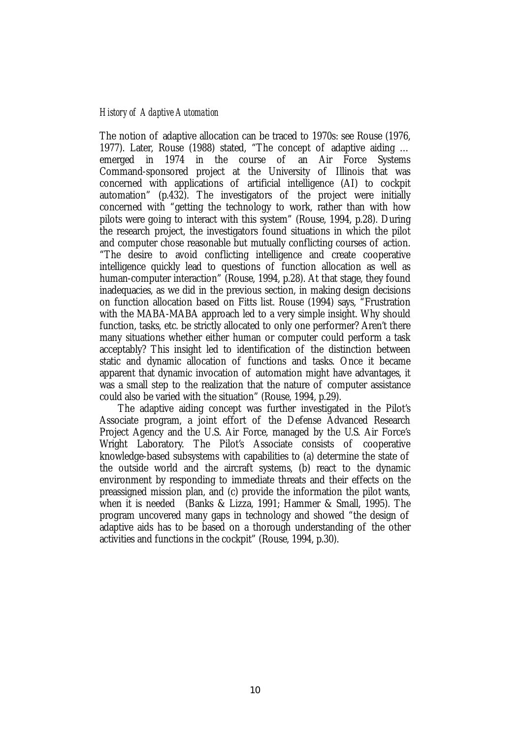*History of Adaptive Automation*

The notion of adaptive allocation can be traced to 1970s: see Rouse (1976, 1977). Later, Rouse (1988) stated, "The concept of adaptive aiding … emerged in 1974 in the course of an Air Force Systems Command-sponsored project at the University of Illinois that was concerned with applications of artificial intelligence (AI) to cockpit automation" (p.432). The investigators of the project were initially concerned with "getting the technology to work, rather than with how pilots were going to interact with this system" (Rouse, 1994, p.28). During the research project, the investigators found situations in which the pilot and computer chose reasonable but mutually conflicting courses of action. "The desire to avoid conflicting intelligence and create cooperative intelligence quickly lead to questions of function allocation as well as human-computer interaction" (Rouse, 1994, p.28). At that stage, they found inadequacies, as we did in the previous section, in making design decisions on function allocation based on Fitts list. Rouse (1994) says, "Frustration with the MABA-MABA approach led to a very simple insight. Why should function, tasks, etc. be strictly allocated to only one performer? Aren't there many situations whether either human or computer could perform a task acceptably? This insight led to identification of the distinction between static and dynamic allocation of functions and tasks. Once it became apparent that dynamic invocation of automation might have advantages, it was a small step to the realization that the nature of computer assistance could also be varied with the situation" (Rouse, 1994, p.29).

The adaptive aiding concept was further investigated in the Pilot's Associate program, a joint effort of the Defense Advanced Research Project Agency and the U.S. Air Force, managed by the U.S. Air Force's Wright Laboratory. The Pilot's Associate consists of cooperative knowledge-based subsystems with capabilities to (a) determine the state of the outside world and the aircraft systems, (b) react to the dynamic environment by responding to immediate threats and their effects on the preassigned mission plan, and (c) provide the information the pilot wants, when it is needed (Banks & Lizza, 1991; Hammer & Small, 1995). The program uncovered many gaps in technology and showed "the design of adaptive aids has to be based on a thorough understanding of the other activities and functions in the cockpit" (Rouse, 1994, p.30).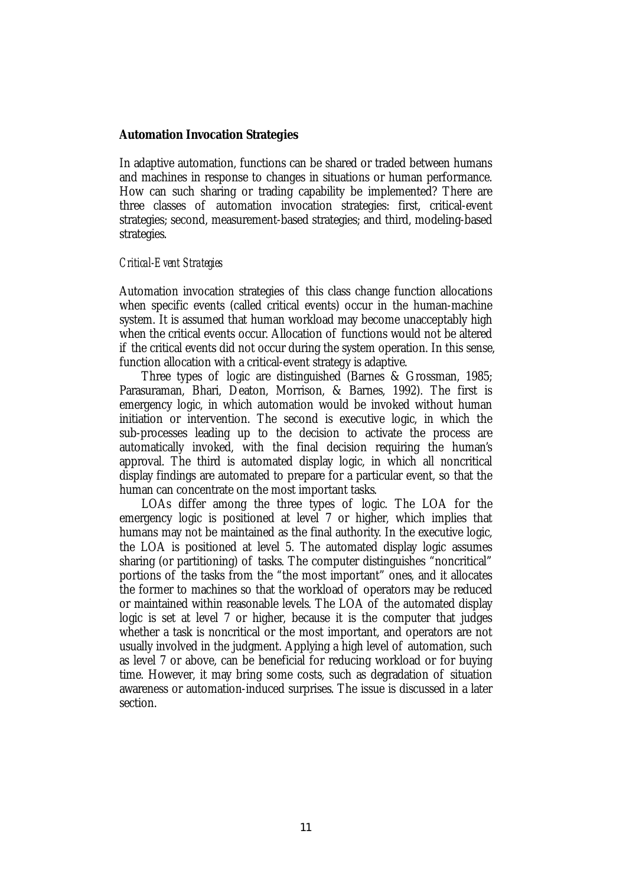## Automation Invocation Strategies

In adaptive automation, functions can be shared or traded between humans and machines in response to changes in situations or human performance. How can such sharing or trading capability be implemented? There are three classes of automation invocation strategies: first, critical-event strategies; second, measurement-based strategies; and third, modeling-based strategies.

### *Critical-Event Strategies*

Automation invocation strategies of this class change function allocations when specific events (called critical events) occur in the human-machine system. It is assumed that human workload may become unacceptably high when the critical events occur. Allocation of functions would not be altered if the critical events did not occur during the system operation. In this sense, function allocation with a critical-event strategy is adaptive.

Three types of logic are distinguished (Barnes & Grossman, 1985; Parasuraman, Bhari, Deaton, Morrison, & Barnes, 1992). The first is emergency logic, in which automation would be invoked without human initiation or intervention. The second is executive logic, in which the sub-processes leading up to the decision to activate the process are automatically invoked, with the final decision requiring the human's approval. The third is automated display logic, in which all noncritical display findings are automated to prepare for a particular event, so that the human can concentrate on the most important tasks.

LOAs differ among the three types of logic. The LOA for the emergency logic is positioned at level 7 or higher, which implies that humans may not be maintained as the final authority. In the executive logic, the LOA is positioned at level 5. The automated display logic assumes sharing (or partitioning) of tasks. The computer distinguishes "noncritical" portions of the tasks from the "the most important" ones, and it allocates the former to machines so that the workload of operators may be reduced or maintained within reasonable levels. The LOA of the automated display logic is set at level 7 or higher, because it is the computer that judges whether a task is noncritical or the most important, and operators are not usually involved in the judgment. Applying a high level of automation, such as level 7 or above, can be beneficial for reducing workload or for buying time. However, it may bring some costs, such as degradation of situation awareness or automation-induced surprises. The issue is discussed in a later section.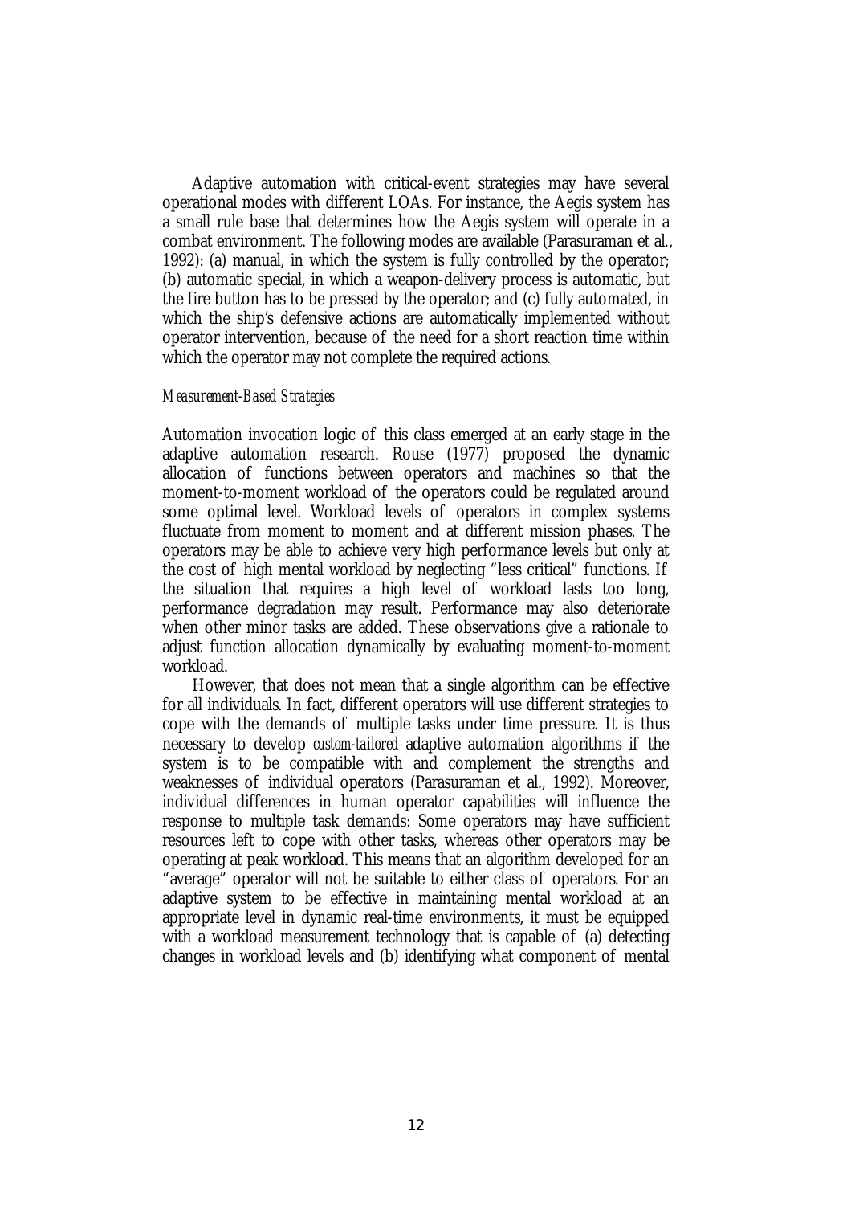Adaptive automation with critical-event strategies may have several operational modes with different LOAs. For instance, the Aegis system has a small rule base that determines how the Aegis system will operate in a combat environment. The following modes are available (Parasuraman et al., 1992): (a) manual, in which the system is fully controlled by the operator; (b) automatic special, in which a weapon-delivery process is automatic, but the fire button has to be pressed by the operator; and (c) fully automated, in which the ship's defensive actions are automatically implemented without operator intervention, because of the need for a short reaction time within which the operator may not complete the required actions.

### *Measurement-Based Strategies*

Automation invocation logic of this class emerged at an early stage in the adaptive automation research. Rouse (1977) proposed the dynamic allocation of functions between operators and machines so that the moment-to-moment workload of the operators could be regulated around some optimal level. Workload levels of operators in complex systems fluctuate from moment to moment and at different mission phases. The operators may be able to achieve very high performance levels but only at the cost of high mental workload by neglecting "less critical" functions. If the situation that requires a high level of workload lasts too long, performance degradation may result. Performance may also deteriorate when other minor tasks are added. These observations give a rationale to adjust function allocation dynamically by evaluating moment-to-moment workload.

However, that does not mean that a single algorithm can be effective for all individuals. In fact, different operators will use different strategies to cope with the demands of multiple tasks under time pressure. It is thus necessary to develop *custom-tailored* adaptive automation algorithms if the system is to be compatible with and complement the strengths and weaknesses of individual operators (Parasuraman et al., 1992). Moreover, individual differences in human operator capabilities will influence the response to multiple task demands: Some operators may have sufficient resources left to cope with other tasks, whereas other operators may be operating at peak workload. This means that an algorithm developed for an "average" operator will not be suitable to either class of operators. For an adaptive system to be effective in maintaining mental workload at an appropriate level in dynamic real-time environments, it must be equipped with a workload measurement technology that is capable of (a) detecting changes in workload levels and (b) identifying what component of mental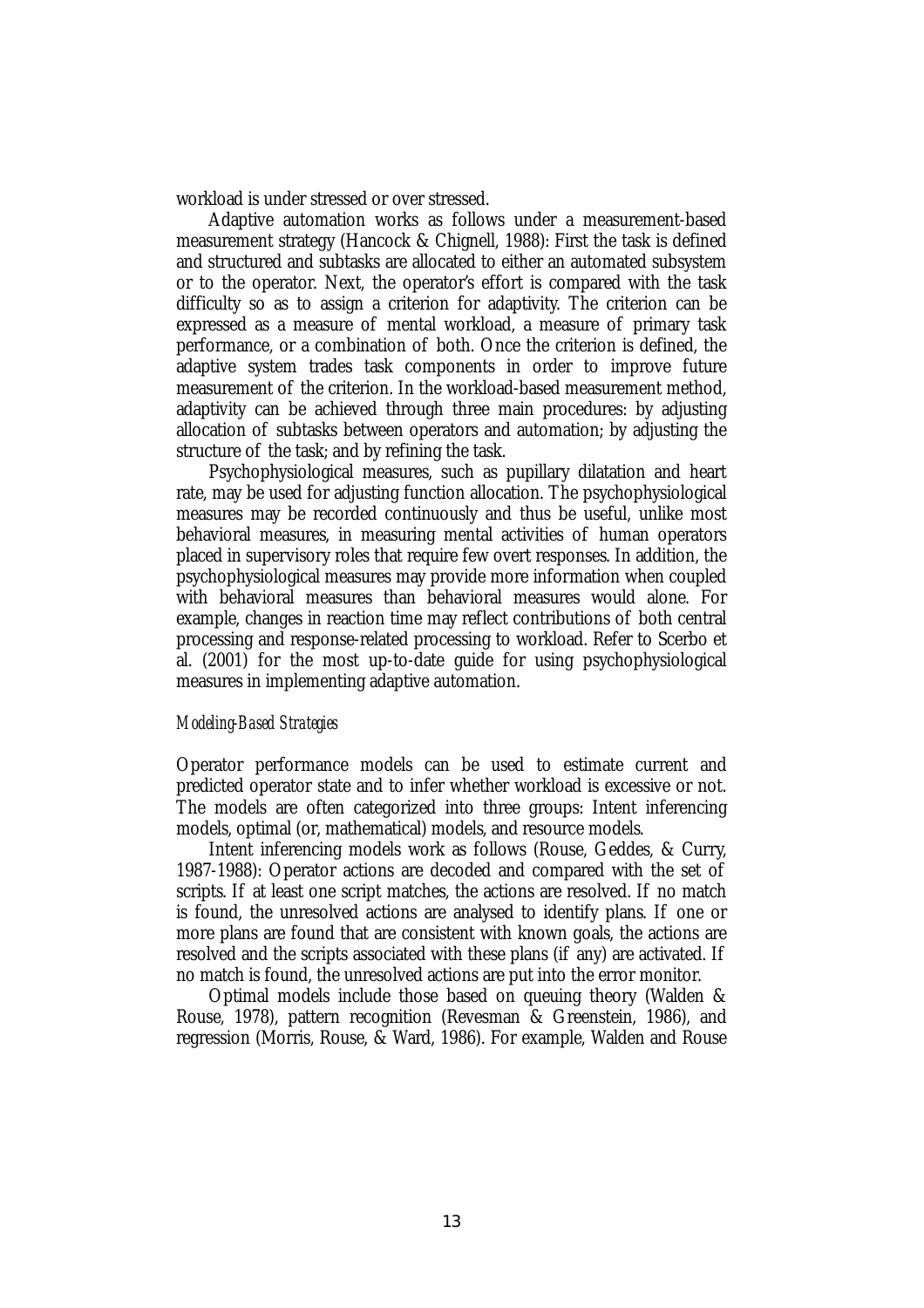workload is under stressed or over stressed.

Adaptive automation works as follows under a measurement-based measurement strategy (Hancock & Chignell, 1988): First the task is defined and structured and subtasks are allocated to either an automated subsystem or to the operator. Next, the operator's effort is compared with the task difficulty so as to assign a criterion for adaptivity. The criterion can be expressed as a measure of mental workload, a measure of primary task performance, or a combination of both. Once the criterion is defined, the adaptive system trades task components in order to improve future measurement of the criterion. In the workload-based measurement method, adaptivity can be achieved through three main procedures: by adjusting allocation of subtasks between operators and automation; by adjusting the structure of the task; and by refining the task.

Psychophysiological measures, such as pupillary dilatation and heart rate, may be used for adjusting function allocation. The psychophysiological measures may be recorded continuously and thus be useful, unlike most behavioral measures, in measuring mental activities of human operators placed in supervisory roles that require few overt responses. In addition, the psychophysiological measures may provide more information when coupled with behavioral measures than behavioral measures would alone. For example, changes in reaction time may reflect contributions of both central processing and response-related processing to workload. Refer to Scerbo et al. (2001) for the most up-to-date guide for using psychophysiological measures in implementing adaptive automation.

### *Modeling-Based Strategies*

Operator performance models can be used to estimate current and predicted operator state and to infer whether workload is excessive or not. The models are often categorized into three groups: Intent inferencing models, optimal (or, mathematical) models, and resource models.

Intent inferencing models work as follows (Rouse, Geddes, & Curry, 1987-1988): Operator actions are decoded and compared with the set of scripts. If at least one script matches, the actions are resolved. If no match is found, the unresolved actions are analysed to identify plans. If one or more plans are found that are consistent with known goals, the actions are resolved and the scripts associated with these plans (if any) are activated. If no match is found, the unresolved actions are put into the error monitor.

Optimal models include those based on queuing theory (Walden & Rouse, 1978), pattern recognition (Revesman & Greenstein, 1986), and regression (Morris, Rouse, & Ward, 1986). For example, Walden and Rouse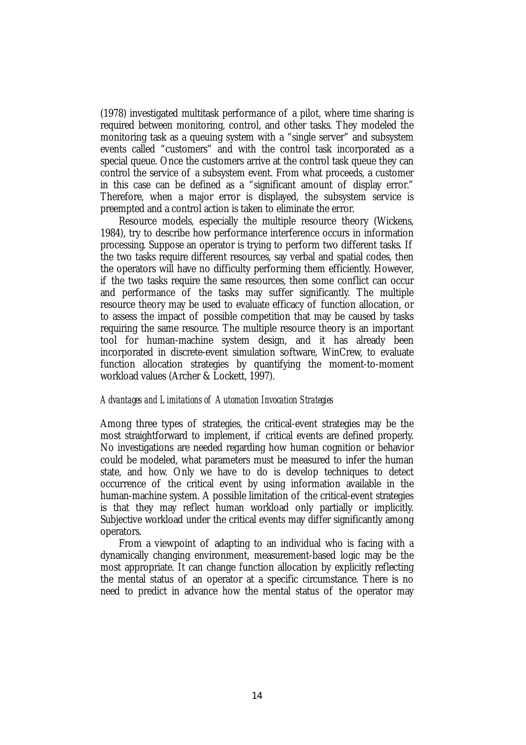(1978) investigated multitask performance of a pilot, where time sharing is required between monitoring, control, and other tasks. They modeled the monitoring task as a queuing system with a "single server" and subsystem events called "customers" and with the control task incorporated as a special queue. Once the customers arrive at the control task queue they can control the service of a subsystem event. From what proceeds, a customer in this case can be defined as a "significant amount of display error." Therefore, when a major error is displayed, the subsystem service is preempted and a control action is taken to eliminate the error.

Resource models, especially the multiple resource theory (Wickens, 1984), try to describe how performance interference occurs in information processing. Suppose an operator is trying to perform two different tasks. If the two tasks require different resources, say verbal and spatial codes, then the operators will have no difficulty performing them efficiently. However, if the two tasks require the same resources, then some conflict can occur and performance of the tasks may suffer significantly. The multiple resource theory may be used to evaluate efficacy of function allocation, or to assess the impact of possible competition that may be caused by tasks requiring the same resource. The multiple resource theory is an important tool for human-machine system design, and it has already been incorporated in discrete-event simulation software, WinCrew, to evaluate function allocation strategies by quantifying the moment-to-moment workload values (Archer & Lockett, 1997).

### *Advantages and Limitations of Automation Invocation Strategies*

Among three types of strategies, the critical-event strategies may be the most straightforward to implement, if critical events are defined properly. No investigations are needed regarding how human cognition or behavior could be modeled, what parameters must be measured to infer the human state, and how. Only we have to do is develop techniques to detect occurrence of the critical event by using information available in the human-machine system. A possible limitation of the critical-event strategies is that they may reflect human workload only partially or implicitly. Subjective workload under the critical events may differ significantly among operators.

From a viewpoint of adapting to an individual who is facing with a dynamically changing environment, measurement-based logic may be the most appropriate. It can change function allocation by explicitly reflecting the mental status of an operator at a specific circumstance. There is no need to predict in advance how the mental status of the operator may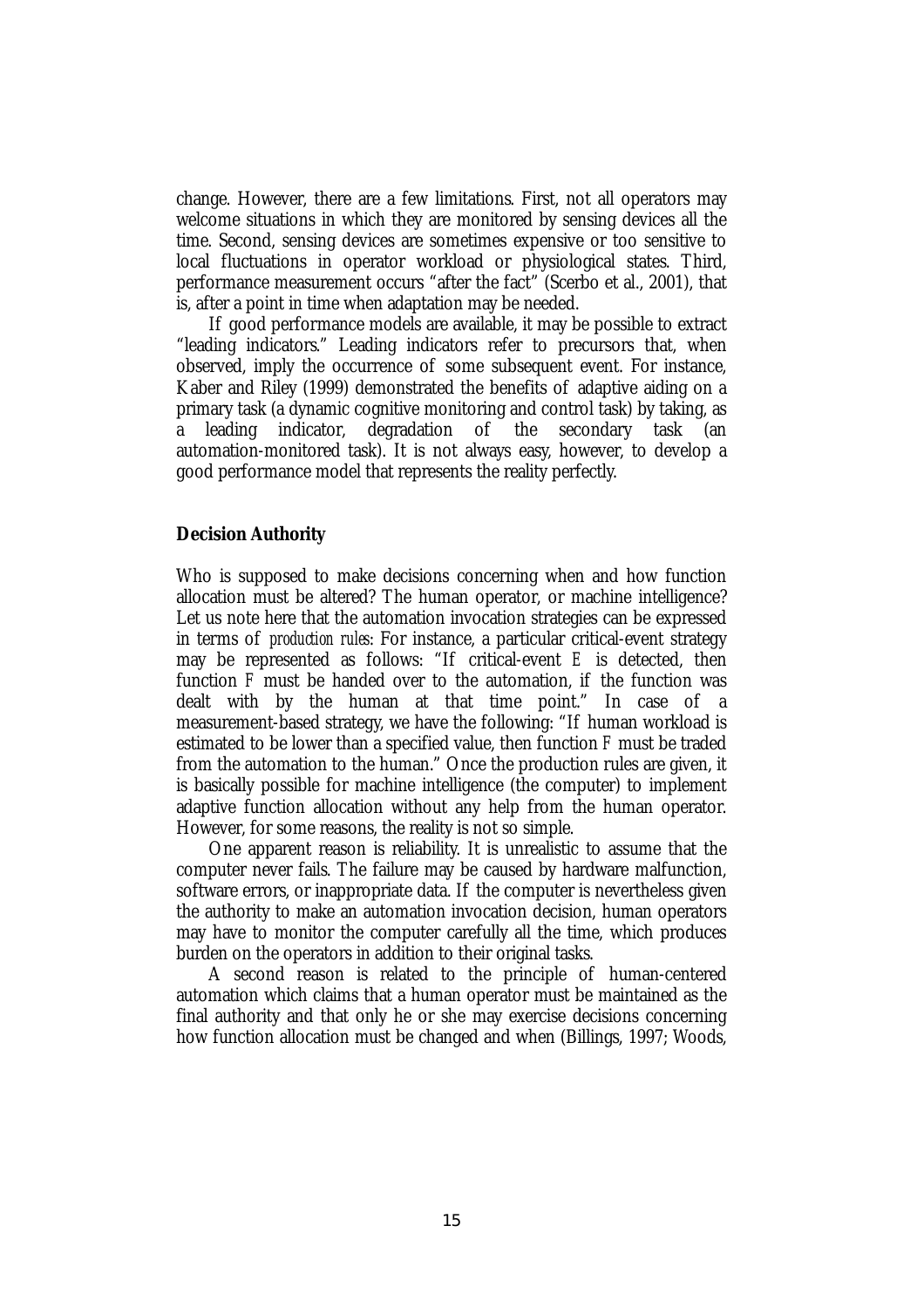change. However, there are a few limitations. First, not all operators may welcome situations in which they are monitored by sensing devices all the time. Second, sensing devices are sometimes expensive or too sensitive to local fluctuations in operator workload or physiological states. Third, performance measurement occurs "after the fact" (Scerbo et al., 2001), that is, after a point in time when adaptation may be needed.

If good performance models are available, it may be possible to extract "leading indicators." Leading indicators refer to precursors that, when observed, imply the occurrence of some subsequent event. For instance, Kaber and Riley (1999) demonstrated the benefits of adaptive aiding on a primary task (a dynamic cognitive monitoring and control task) by taking, as a leading indicator, degradation of the secondary task (an automation-monitored task). It is not always easy, however, to develop a good performance model that represents the reality perfectly.

**Decision Authority**

Who is supposed to make decisions concerning when and how function allocation must be altered? The human operator, or machine intelligence? Let us note here that the automation invocation strategies can be expressed in terms of *production rules*: For instance, a particular critical-event strategy may be represented as follows: "If critical-event *E* is detected, then function *F* must be handed over to the automation, if the function was dealt with by the human at that time point." In case of a measurement-based strategy, we have the following: "If human workload is estimated to be lower than a specified value, then function *F* must be traded from the automation to the human." Once the production rules are given, it is basically possible for machine intelligence (the computer) to implement adaptive function allocation without any help from the human operator. However, for some reasons, the reality is not so simple.

One apparent reason is reliability. It is unrealistic to assume that the computer never fails. The failure may be caused by hardware malfunction, software errors, or inappropriate data. If the computer is nevertheless given the authority to make an automation invocation decision, human operators may have to monitor the computer carefully all the time, which produces burden on the operators in addition to their original tasks.

A second reason is related to the principle of human-centered automation which claims that a human operator must be maintained as the final authority and that only he or she may exercise decisions concerning how function allocation must be changed and when (Billings, 1997; Woods,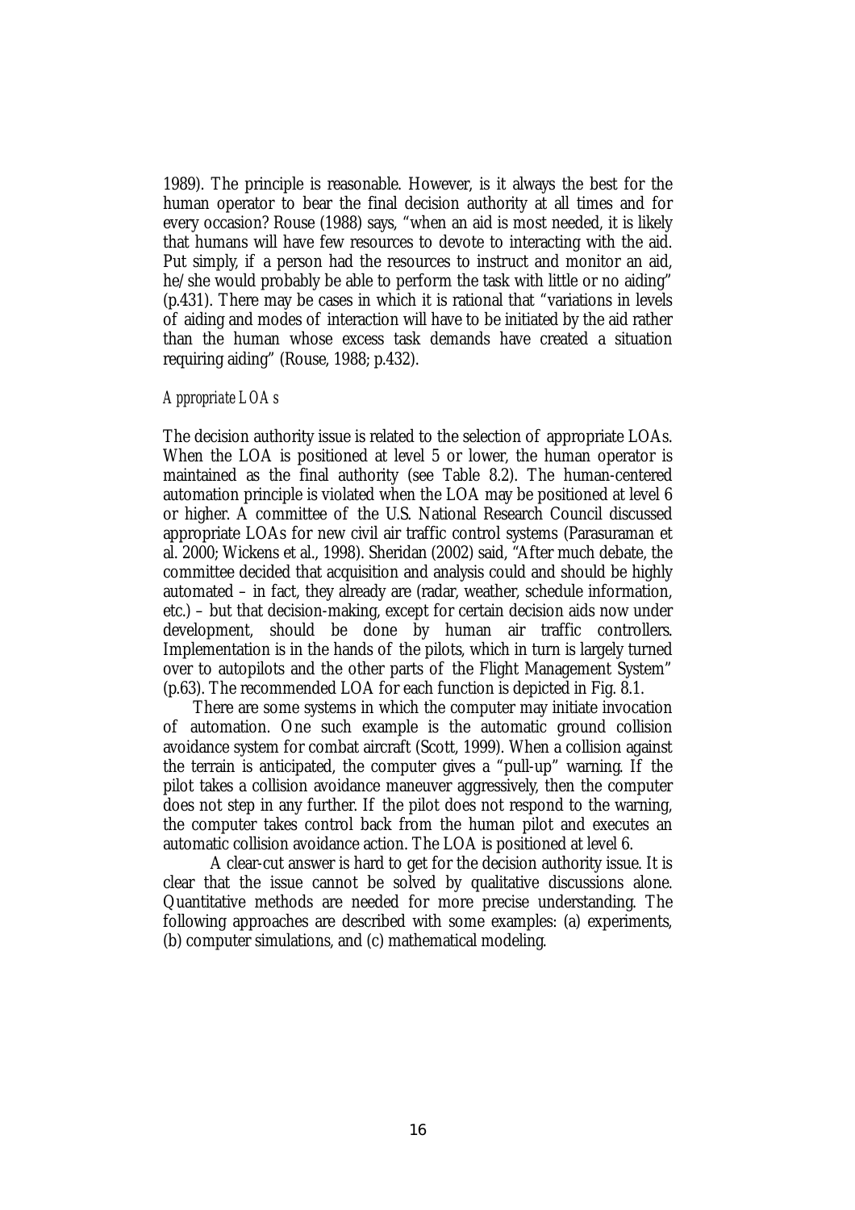1989). The principle is reasonable. However, is it always the best for the human operator to bear the final decision authority at all times and for every occasion? Rouse (1988) says, "when an aid is most needed, it is likely that humans will have few resources to devote to interacting with the aid. Put simply, if a person had the resources to instruct and monitor an aid, he/she would probably be able to perform the task with little or no aiding" (p.431). There may be cases in which it is rational that "variations in levels of aiding and modes of interaction will have to be initiated by the aid rather than the human whose excess task demands have created a situation requiring aiding" (Rouse, 1988; p.432).

*Appropriate LOAs*

The decision authority issue is related to the selection of appropriate LOAs. When the LOA is positioned at level 5 or lower, the human operator is maintained as the final authority (see Table 8.2). The human-centered automation principle is violated when the LOA may be positioned at level 6 or higher. A committee of the U.S. National Research Council discussed appropriate LOAs for new civil air traffic control systems (Parasuraman et al. 2000; Wickens et al., 1998). Sheridan (2002) said, "After much debate, the committee decided that acquisition and analysis could and should be highly automated – in fact, they already are (radar, weather, schedule information, etc.) – but that decision-making, except for certain decision aids now under development, should be done by human air traffic controllers. Implementation is in the hands of the pilots, which in turn is largely turned over to autopilots and the other parts of the Flight Management System" (p.63). The recommended LOA for each function is depicted in Fig. 8.1.

There are some systems in which the computer may initiate invocation of automation. One such example is the automatic ground collision avoidance system for combat aircraft (Scott, 1999). When a collision against the terrain is anticipated, the computer gives a "pull-up" warning. If the pilot takes a collision avoidance maneuver aggressively, then the computer does not step in any further. If the pilot does not respond to the warning, the computer takes control back from the human pilot and executes an automatic collision avoidance action. The LOA is positioned at level 6.

A clear-cut answer is hard to get for the decision authority issue. It is clear that the issue cannot be solved by qualitative discussions alone. Quantitative methods are needed for more precise understanding. The following approaches are described with some examples: (a) experiments, (b) computer simulations, and (c) mathematical modeling.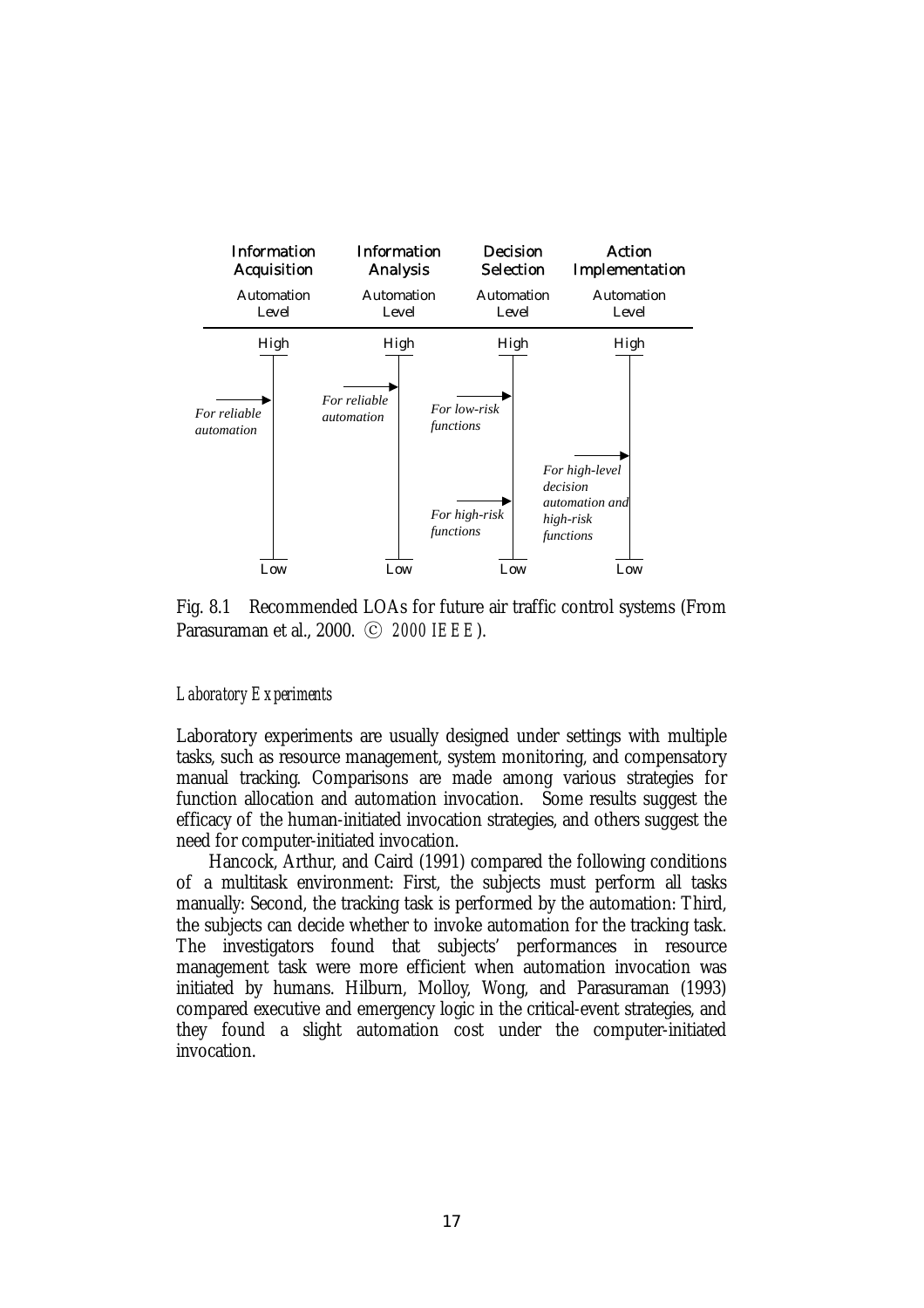| Information Acquisition | Information Analysis | Decision Selection | Action Implementation |
| --- | --- | --- | --- |
| Automation Level | Automation Level | Automation Level | Automation Level |
| High | High | High | High |
| *For reliable automation* | *For reliable automation* | *For low-risk functions* | |
| | | | *For high-level decision automation and high-risk functions* |
| | | *For high-risk functions* | |
| Low | Low | Low | Low |

Fig. 8.1 Recommended LOAs for future air traffic control systems (From Parasuraman et al., 2000. Ⓒ *2000 IEEE*).

*Laboratory Experiments*

Laboratory experiments are usually designed under settings with multiple tasks, such as resource management, system monitoring, and compensatory manual tracking. Comparisons are made among various strategies for function allocation and automation invocation. Some results suggest the efficacy of the human-initiated invocation strategies, and others suggest the need for computer-initiated invocation.

Hancock, Arthur, and Caird (1991) compared the following conditions of a multitask environment: First, the subjects must perform all tasks manually: Second, the tracking task is performed by the automation: Third, the subjects can decide whether to invoke automation for the tracking task. The investigators found that subjects' performances in resource management task were more efficient when automation invocation was initiated by humans. Hilburn, Molloy, Wong, and Parasuraman (1993) compared executive and emergency logic in the critical-event strategies, and they found a slight automation cost under the computer-initiated invocation.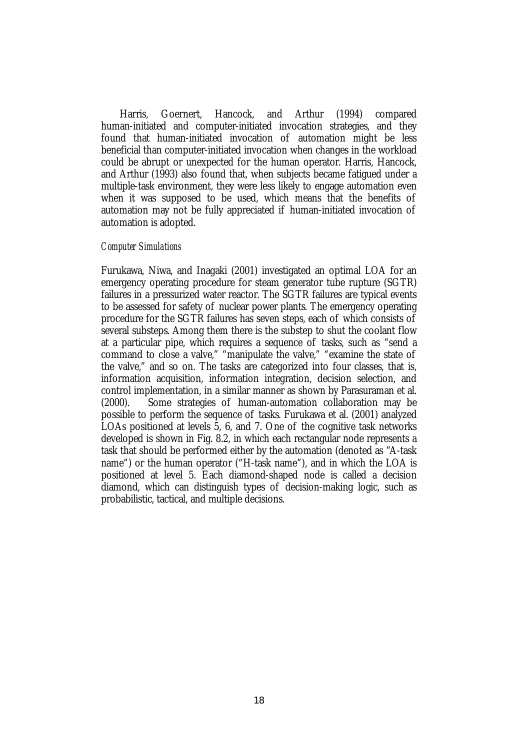Harris, Goernert, Hancock, and Arthur (1994) compared human-initiated and computer-initiated invocation strategies, and they found that human-initiated invocation of automation might be less beneficial than computer-initiated invocation when changes in the workload could be abrupt or unexpected for the human operator. Harris, Hancock, and Arthur (1993) also found that, when subjects became fatigued under a multiple-task environment, they were less likely to engage automation even when it was supposed to be used, which means that the benefits of automation may not be fully appreciated if human-initiated invocation of automation is adopted.

### *Computer Simulations*

Furukawa, Niwa, and Inagaki (2001) investigated an optimal LOA for an emergency operating procedure for steam generator tube rupture (SGTR) failures in a pressurized water reactor. The SGTR failures are typical events to be assessed for safety of nuclear power plants. The emergency operating procedure for the SGTR failures has seven steps, each of which consists of several substeps. Among them there is the substep to shut the coolant flow at a particular pipe, which requires a sequence of tasks, such as "send a command to close a valve," "manipulate the valve," "examine the state of the valve," and so on. The tasks are categorized into four classes, that is, information acquisition, information integration, decision selection, and control implementation, in a similar manner as shown by Parasuraman et al. (2000). Some strategies of human-automation collaboration may be possible to perform the sequence of tasks. Furukawa et al. (2001) analyzed LOAs positioned at levels 5, 6, and 7. One of the cognitive task networks developed is shown in Fig. 8.2, in which each rectangular node represents a task that should be performed either by the automation (denoted as "A-task name") or the human operator ("H-task name"), and in which the LOA is positioned at level 5. Each diamond-shaped node is called a decision diamond, which can distinguish types of decision-making logic, such as probabilistic, tactical, and multiple decisions.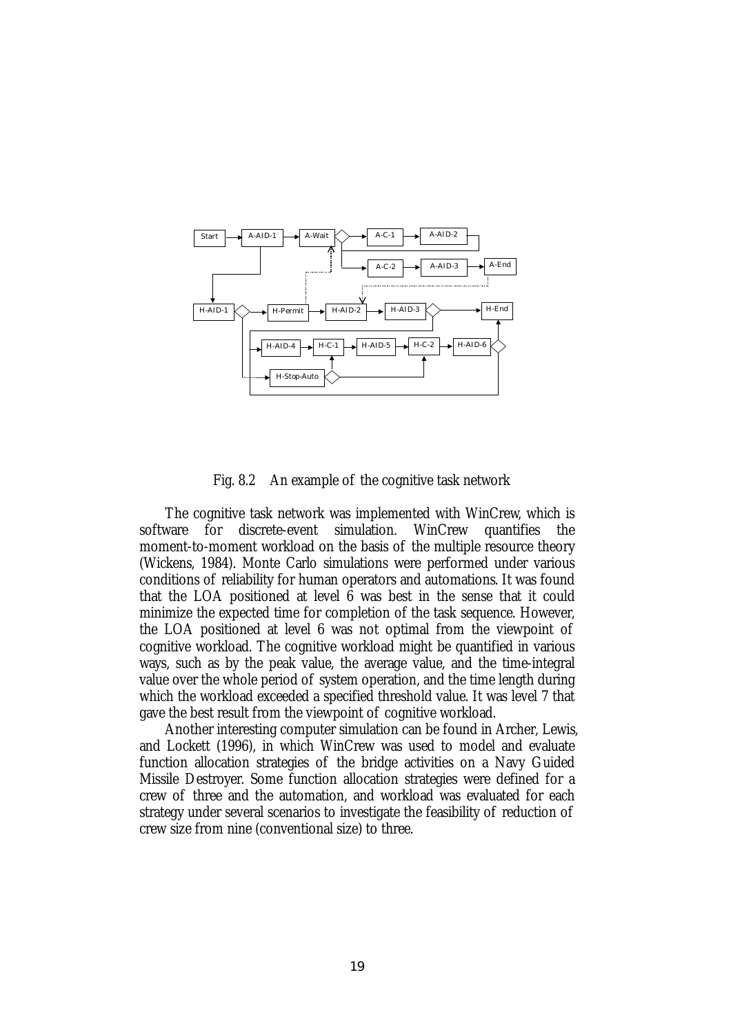Fig. 8.2 An example of the cognitive task network

The cognitive task network was implemented with WinCrew, which is software for discrete-event simulation. WinCrew quantifies the moment-to-moment workload on the basis of the multiple resource theory (Wickens, 1984). Monte Carlo simulations were performed under various conditions of reliability for human operators and automations. It was found that the LOA positioned at level 6 was best in the sense that it could minimize the expected time for completion of the task sequence. However, the LOA positioned at level 6 was not optimal from the viewpoint of cognitive workload. The cognitive workload might be quantified in various ways, such as by the peak value, the average value, and the time-integral value over the whole period of system operation, and the time length during which the workload exceeded a specified threshold value. It was level 7 that gave the best result from the viewpoint of cognitive workload.

Another interesting computer simulation can be found in Archer, Lewis, and Lockett (1996), in which WinCrew was used to model and evaluate function allocation strategies of the bridge activities on a Navy Guided Missile Destroyer. Some function allocation strategies were defined for a crew of three and the automation, and workload was evaluated for each strategy under several scenarios to investigate the feasibility of reduction of crew size from nine (conventional size) to three.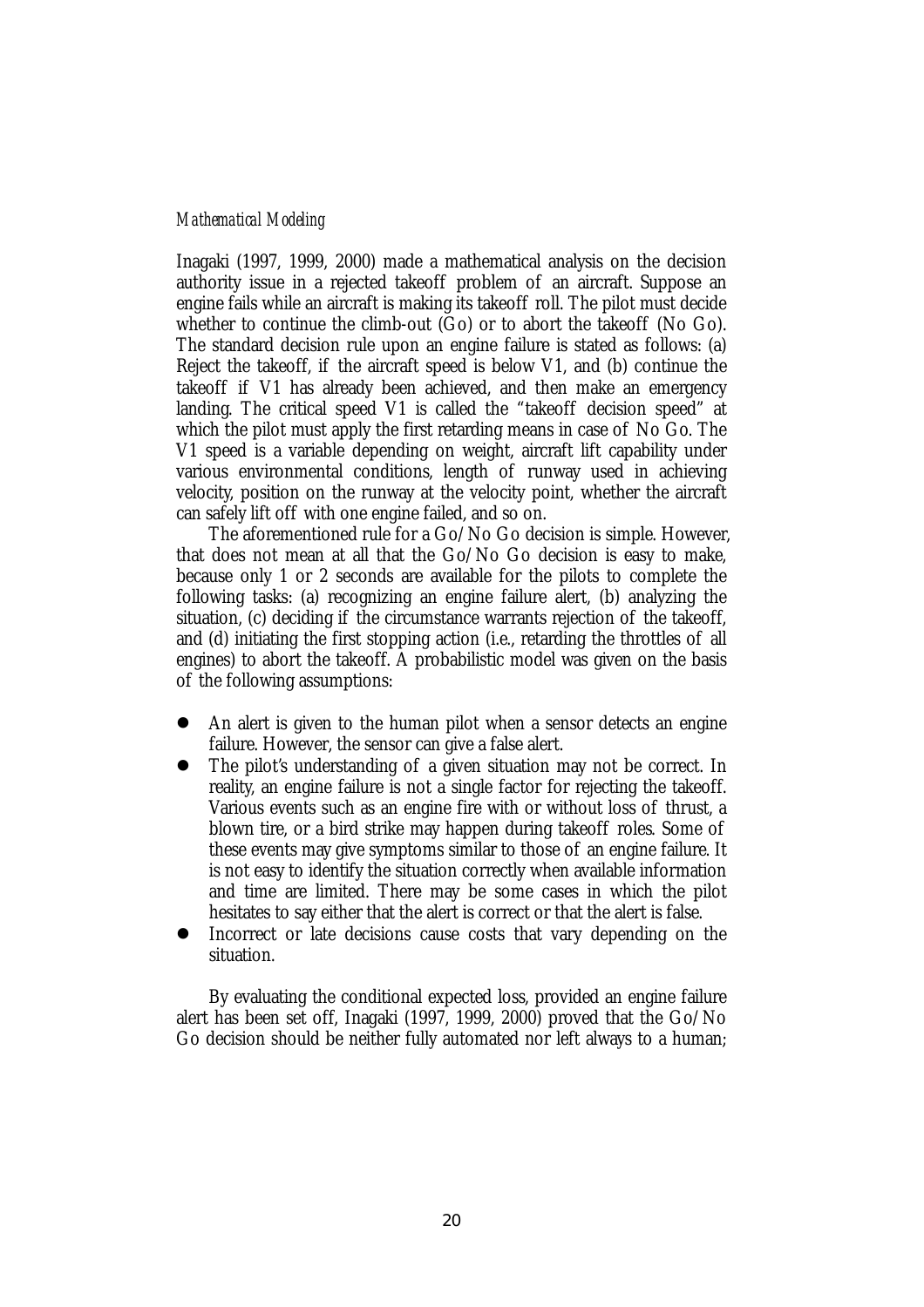*Mathematical Modeling*

Inagaki (1997, 1999, 2000) made a mathematical analysis on the decision authority issue in a rejected takeoff problem of an aircraft. Suppose an engine fails while an aircraft is making its takeoff roll. The pilot must decide whether to continue the climb-out (Go) or to abort the takeoff (No Go). The standard decision rule upon an engine failure is stated as follows: (a) Reject the takeoff, if the aircraft speed is below V1, and (b) continue the takeoff if V1 has already been achieved, and then make an emergency landing. The critical speed V1 is called the "takeoff decision speed" at which the pilot must apply the first retarding means in case of No Go. The V1 speed is a variable depending on weight, aircraft lift capability under various environmental conditions, length of runway used in achieving velocity, position on the runway at the velocity point, whether the aircraft can safely lift off with one engine failed, and so on.

The aforementioned rule for a Go/No Go decision is simple. However, that does not mean at all that the Go/No Go decision is easy to make, because only 1 or 2 seconds are available for the pilots to complete the following tasks: (a) recognizing an engine failure alert, (b) analyzing the situation, (c) deciding if the circumstance warrants rejection of the takeoff, and (d) initiating the first stopping action (i.e., retarding the throttles of all engines) to abort the takeoff. A probabilistic model was given on the basis of the following assumptions:

- An alert is given to the human pilot when a sensor detects an engine failure. However, the sensor can give a false alert.
- The pilot's understanding of a given situation may not be correct. In reality, an engine failure is not a single factor for rejecting the takeoff. Various events such as an engine fire with or without loss of thrust, a blown tire, or a bird strike may happen during takeoff roles. Some of these events may give symptoms similar to those of an engine failure. It is not easy to identify the situation correctly when available information and time are limited. There may be some cases in which the pilot hesitates to say either that the alert is correct or that the alert is false.
- Incorrect or late decisions cause costs that vary depending on the situation.

By evaluating the conditional expected loss, provided an engine failure alert has been set off, Inagaki (1997, 1999, 2000) proved that the Go/No Go decision should be neither fully automated nor left always to a human;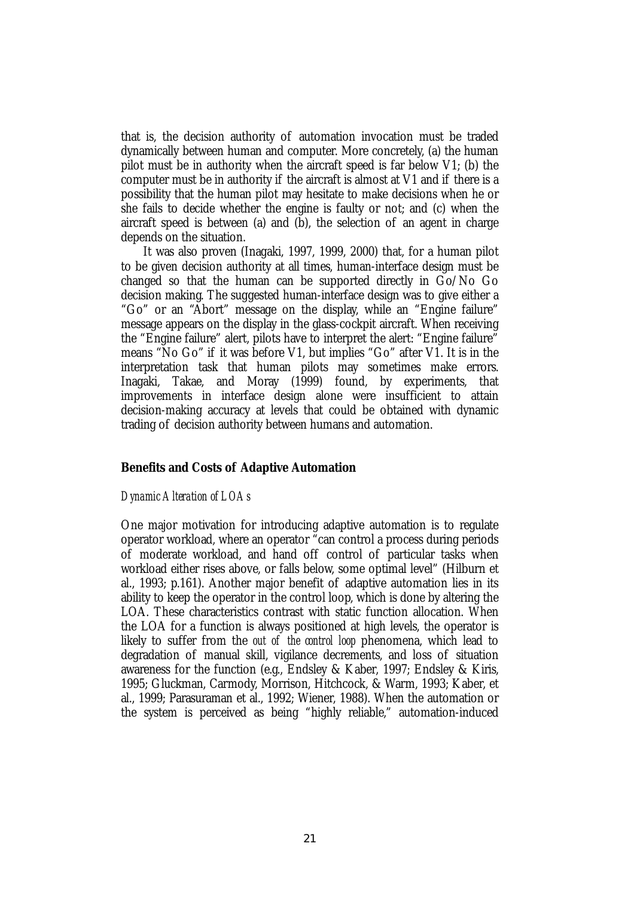that is, the decision authority of automation invocation must be traded dynamically between human and computer. More concretely, (a) the human pilot must be in authority when the aircraft speed is far below V1; (b) the computer must be in authority if the aircraft is almost at V1 and if there is a possibility that the human pilot may hesitate to make decisions when he or she fails to decide whether the engine is faulty or not; and (c) when the aircraft speed is between (a) and (b), the selection of an agent in charge depends on the situation.

It was also proven (Inagaki, 1997, 1999, 2000) that, for a human pilot to be given decision authority at all times, human-interface design must be changed so that the human can be supported directly in Go/No Go decision making. The suggested human-interface design was to give either a "Go" or an "Abort" message on the display, while an "Engine failure" message appears on the display in the glass-cockpit aircraft. When receiving the "Engine failure" alert, pilots have to interpret the alert: "Engine failure" means "No Go" if it was before V1, but implies "Go" after V1. It is in the interpretation task that human pilots may sometimes make errors. Inagaki, Takae, and Moray (1999) found, by experiments, that improvements in interface design alone were insufficient to attain decision-making accuracy at levels that could be obtained with dynamic trading of decision authority between humans and automation.

## Benefits and Costs of Adaptive Automation

### *Dynamic Alteration of LOAs*

One major motivation for introducing adaptive automation is to regulate operator workload, where an operator "can control a process during periods of moderate workload, and hand off control of particular tasks when workload either rises above, or falls below, some optimal level" (Hilburn et al., 1993; p.161). Another major benefit of adaptive automation lies in its ability to keep the operator in the control loop, which is done by altering the LOA. These characteristics contrast with static function allocation. When the LOA for a function is always positioned at high levels, the operator is likely to suffer from the *out of the control loop* phenomena, which lead to degradation of manual skill, vigilance decrements, and loss of situation awareness for the function (e.g., Endsley & Kaber, 1997; Endsley & Kiris, 1995; Gluckman, Carmody, Morrison, Hitchcock, & Warm, 1993; Kaber, et al., 1999; Parasuraman et al., 1992; Wiener, 1988). When the automation or the system is perceived as being "highly reliable," automation-induced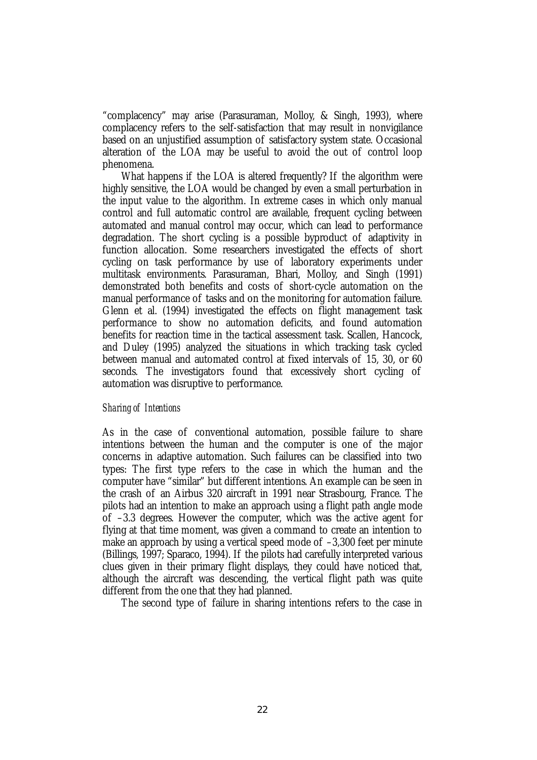"complacency" may arise (Parasuraman, Molloy, & Singh, 1993), where complacency refers to the self-satisfaction that may result in nonvigilance based on an unjustified assumption of satisfactory system state. Occasional alteration of the LOA may be useful to avoid the out of control loop phenomena.

What happens if the LOA is altered frequently? If the algorithm were highly sensitive, the LOA would be changed by even a small perturbation in the input value to the algorithm. In extreme cases in which only manual control and full automatic control are available, frequent cycling between automated and manual control may occur, which can lead to performance degradation. The short cycling is a possible byproduct of adaptivity in function allocation. Some researchers investigated the effects of short cycling on task performance by use of laboratory experiments under multitask environments. Parasuraman, Bhari, Molloy, and Singh (1991) demonstrated both benefits and costs of short-cycle automation on the manual performance of tasks and on the monitoring for automation failure. Glenn et al. (1994) investigated the effects on flight management task performance to show no automation deficits, and found automation benefits for reaction time in the tactical assessment task. Scallen, Hancock, and Duley (1995) analyzed the situations in which tracking task cycled between manual and automated control at fixed intervals of 15, 30, or 60 seconds. The investigators found that excessively short cycling of automation was disruptive to performance.

*Sharing of Intentions*

As in the case of conventional automation, possible failure to share intentions between the human and the computer is one of the major concerns in adaptive automation. Such failures can be classified into two types: The first type refers to the case in which the human and the computer have "similar" but different intentions. An example can be seen in the crash of an Airbus 320 aircraft in 1991 near Strasbourg, France. The pilots had an intention to make an approach using a flight path angle mode of –3.3 degrees. However the computer, which was the active agent for flying at that time moment, was given a command to create an intention to make an approach by using a vertical speed mode of –3,300 feet per minute (Billings, 1997; Sparaco, 1994). If the pilots had carefully interpreted various clues given in their primary flight displays, they could have noticed that, although the aircraft was descending, the vertical flight path was quite different from the one that they had planned.

The second type of failure in sharing intentions refers to the case in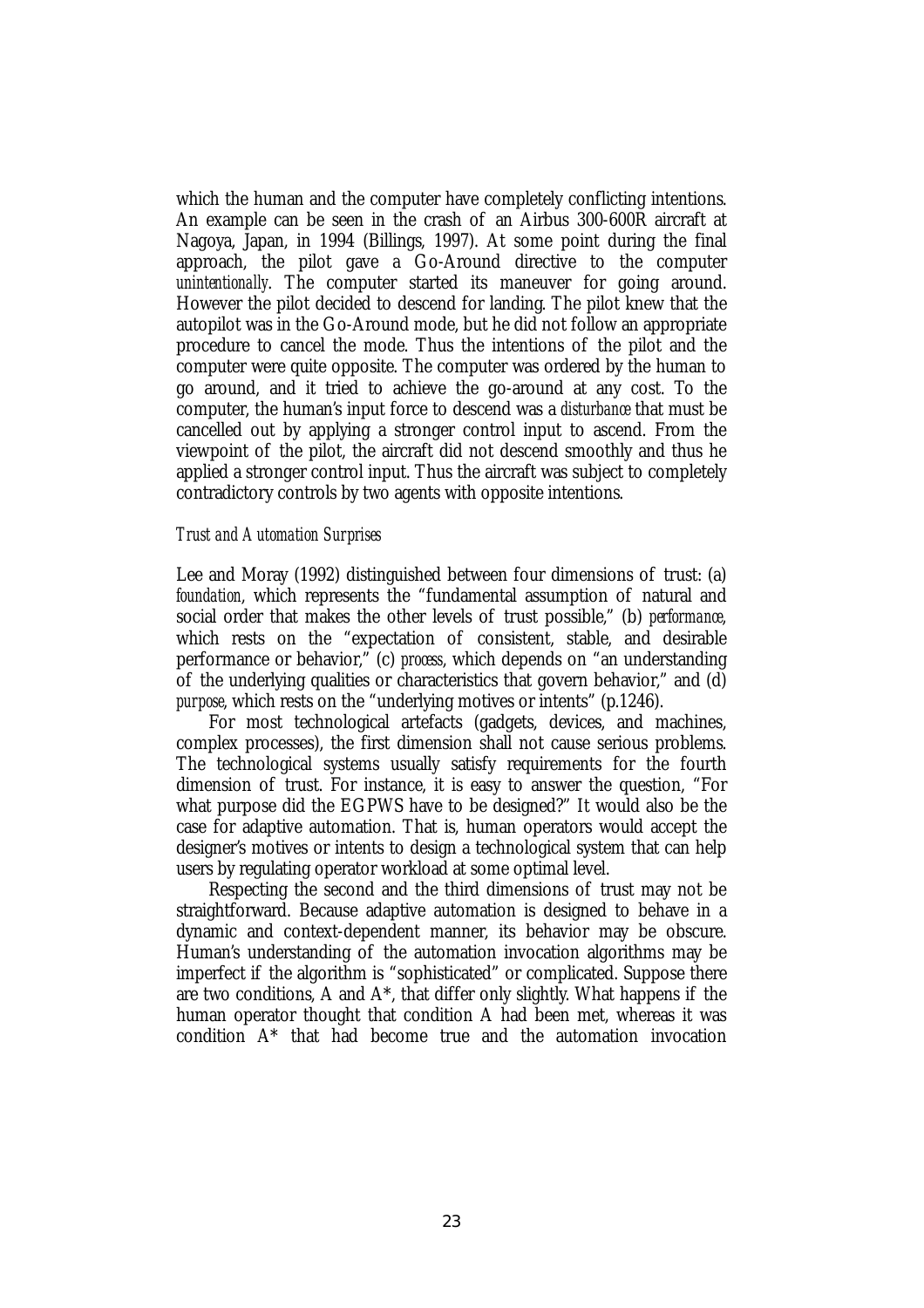which the human and the computer have completely conflicting intentions. An example can be seen in the crash of an Airbus 300-600R aircraft at Nagoya, Japan, in 1994 (Billings, 1997). At some point during the final approach, the pilot gave a Go-Around directive to the computer *unintentionally*. The computer started its maneuver for going around. However the pilot decided to descend for landing. The pilot knew that the autopilot was in the Go-Around mode, but he did not follow an appropriate procedure to cancel the mode. Thus the intentions of the pilot and the computer were quite opposite. The computer was ordered by the human to go around, and it tried to achieve the go-around at any cost. To the computer, the human's input force to descend was a *disturbance* that must be cancelled out by applying a stronger control input to ascend. From the viewpoint of the pilot, the aircraft did not descend smoothly and thus he applied a stronger control input. Thus the aircraft was subject to completely contradictory controls by two agents with opposite intentions.

### *Trust and Automation Surprises*

Lee and Moray (1992) distinguished between four dimensions of trust: (a) *foundation*, which represents the "fundamental assumption of natural and social order that makes the other levels of trust possible," (b) *performance*, which rests on the "expectation of consistent, stable, and desirable performance or behavior," (c) *process*, which depends on "an understanding of the underlying qualities or characteristics that govern behavior," and (d) *purpose*, which rests on the "underlying motives or intents" (p.1246).

For most technological artefacts (gadgets, devices, and machines, complex processes), the first dimension shall not cause serious problems. The technological systems usually satisfy requirements for the fourth dimension of trust. For instance, it is easy to answer the question, "For what purpose did the EGPWS have to be designed?" It would also be the case for adaptive automation. That is, human operators would accept the designer's motives or intents to design a technological system that can help users by regulating operator workload at some optimal level.

Respecting the second and the third dimensions of trust may not be straightforward. Because adaptive automation is designed to behave in a dynamic and context-dependent manner, its behavior may be obscure. Human's understanding of the automation invocation algorithms may be imperfect if the algorithm is "sophisticated" or complicated. Suppose there are two conditions, A and A*, that differ only slightly. What happens if the human operator thought that condition A had been met, whereas it was condition A* that had become true and the automation invocation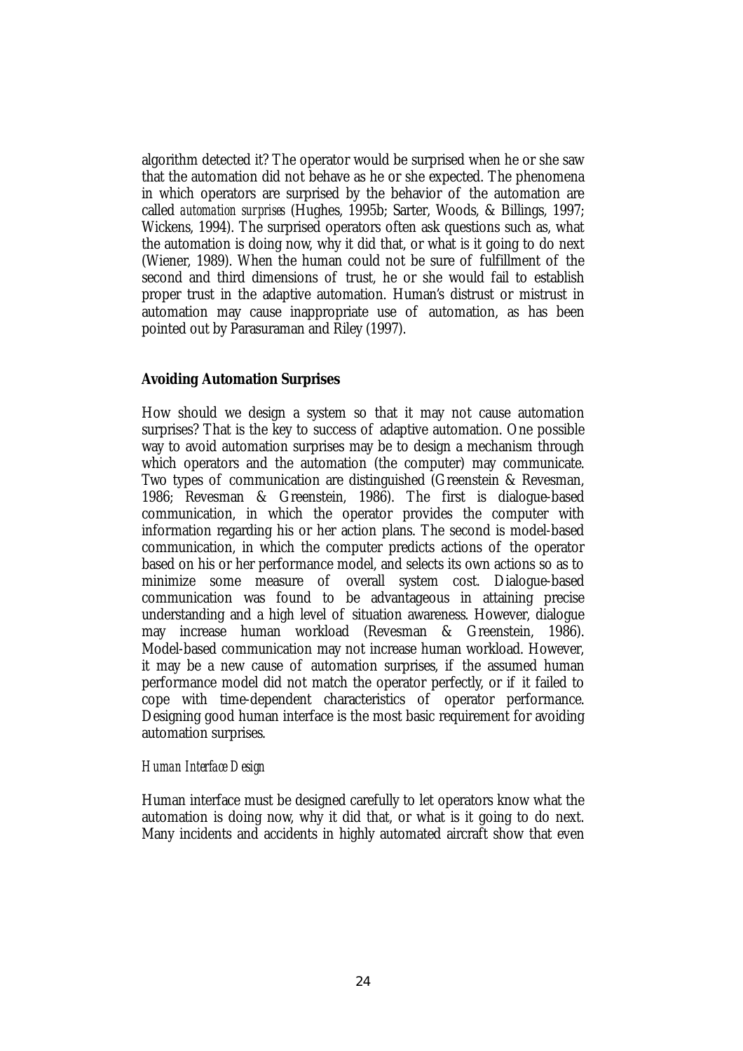algorithm detected it? The operator would be surprised when he or she saw that the automation did not behave as he or she expected. The phenomena in which operators are surprised by the behavior of the automation are called *automation surprises* (Hughes, 1995b; Sarter, Woods, & Billings, 1997; Wickens, 1994). The surprised operators often ask questions such as, what the automation is doing now, why it did that, or what is it going to do next (Wiener, 1989). When the human could not be sure of fulfillment of the second and third dimensions of trust, he or she would fail to establish proper trust in the adaptive automation. Human's distrust or mistrust in automation may cause inappropriate use of automation, as has been pointed out by Parasuraman and Riley (1997).

### Avoiding Automation Surprises

How should we design a system so that it may not cause automation surprises? That is the key to success of adaptive automation. One possible way to avoid automation surprises may be to design a mechanism through which operators and the automation (the computer) may communicate. Two types of communication are distinguished (Greenstein & Revesman, 1986; Revesman & Greenstein, 1986). The first is dialogue-based communication, in which the operator provides the computer with information regarding his or her action plans. The second is model-based communication, in which the computer predicts actions of the operator based on his or her performance model, and selects its own actions so as to minimize some measure of overall system cost. Dialogue-based communication was found to be advantageous in attaining precise understanding and a high level of situation awareness. However, dialogue may increase human workload (Revesman & Greenstein, 1986). Model-based communication may not increase human workload. However, it may be a new cause of automation surprises, if the assumed human performance model did not match the operator perfectly, or if it failed to cope with time-dependent characteristics of operator performance. Designing good human interface is the most basic requirement for avoiding automation surprises.

#### *Human Interface Design*

Human interface must be designed carefully to let operators know what the automation is doing now, why it did that, or what is it going to do next. Many incidents and accidents in highly automated aircraft show that even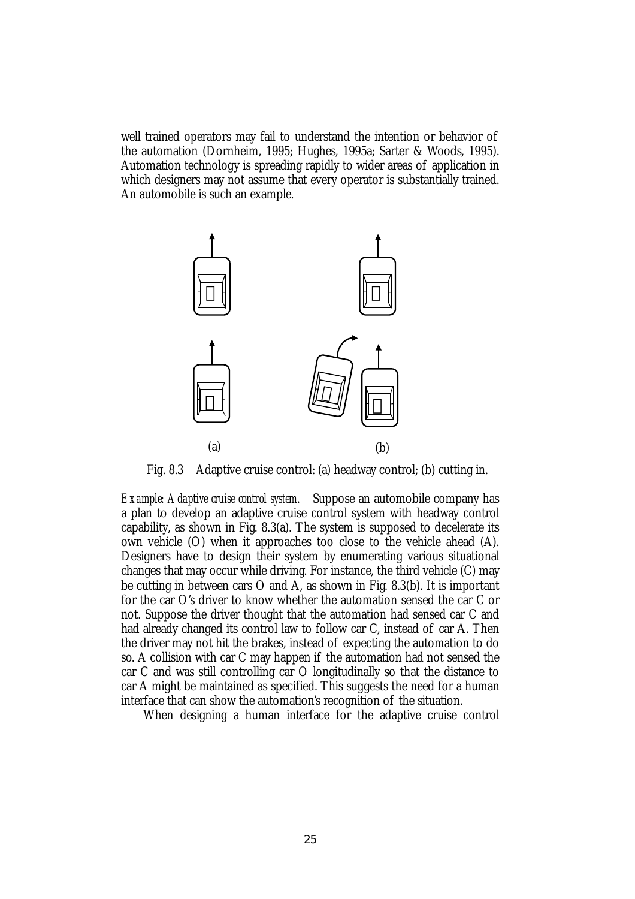well trained operators may fail to understand the intention or behavior of the automation (Dornheim, 1995; Hughes, 1995a; Sarter & Woods, 1995). Automation technology is spreading rapidly to wider areas of application in which designers may not assume that every operator is substantially trained. An automobile is such an example.

Fig. 8.3 Adaptive cruise control: (a) headway control; (b) cutting in.

*Example: Adaptive cruise control system.* Suppose an automobile company has a plan to develop an adaptive cruise control system with headway control capability, as shown in Fig. 8.3(a). The system is supposed to decelerate its own vehicle (O) when it approaches too close to the vehicle ahead (A). Designers have to design their system by enumerating various situational changes that may occur while driving. For instance, the third vehicle (C) may be cutting in between cars O and A, as shown in Fig. 8.3(b). It is important for the car O's driver to know whether the automation sensed the car C or not. Suppose the driver thought that the automation had sensed car C and had already changed its control law to follow car C, instead of car A. Then the driver may not hit the brakes, instead of expecting the automation to do so. A collision with car C may happen if the automation had not sensed the car C and was still controlling car O longitudinally so that the distance to car A might be maintained as specified. This suggests the need for a human interface that can show the automation's recognition of the situation.

When designing a human interface for the adaptive cruise control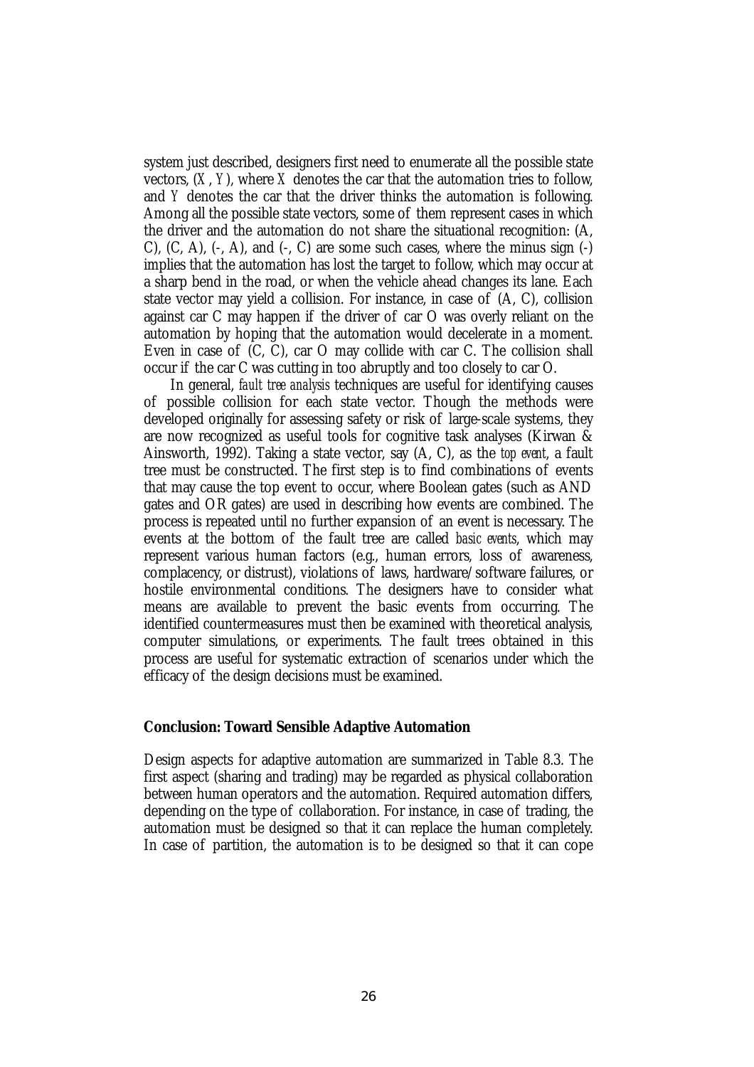system just described, designers first need to enumerate all the possible state vectors, $(X, Y)$, where $X$ denotes the car that the automation tries to follow, and $Y$ denotes the car that the driver thinks the automation is following. Among all the possible state vectors, some of them represent cases in which the driver and the automation do not share the situational recognition: (A, C), (C, A), (-, A), and (-, C) are some such cases, where the minus sign (-) implies that the automation has lost the target to follow, which may occur at a sharp bend in the road, or when the vehicle ahead changes its lane. Each state vector may yield a collision. For instance, in case of (A, C), collision against car C may happen if the driver of car O was overly reliant on the automation by hoping that the automation would decelerate in a moment. Even in case of (C, C), car O may collide with car C. The collision shall occur if the car C was cutting in too abruptly and too closely to car O.

In general, *fault tree analysis* techniques are useful for identifying causes of possible collision for each state vector. Though the methods were developed originally for assessing safety or risk of large-scale systems, they are now recognized as useful tools for cognitive task analyses (Kirwan & Ainsworth, 1992). Taking a state vector, say (A, C), as the *top event*, a fault tree must be constructed. The first step is to find combinations of events that may cause the top event to occur, where Boolean gates (such as AND gates and OR gates) are used in describing how events are combined. The process is repeated until no further expansion of an event is necessary. The events at the bottom of the fault tree are called *basic events*, which may represent various human factors (e.g., human errors, loss of awareness, complacency, or distrust), violations of laws, hardware/software failures, or hostile environmental conditions. The designers have to consider what means are available to prevent the basic events from occurring. The identified countermeasures must then be examined with theoretical analysis, computer simulations, or experiments. The fault trees obtained in this process are useful for systematic extraction of scenarios under which the efficacy of the design decisions must be examined.

## Conclusion: Toward Sensible Adaptive Automation

Design aspects for adaptive automation are summarized in Table 8.3. The first aspect (sharing and trading) may be regarded as physical collaboration between human operators and the automation. Required automation differs, depending on the type of collaboration. For instance, in case of trading, the automation must be designed so that it can replace the human completely. In case of partition, the automation is to be designed so that it can cope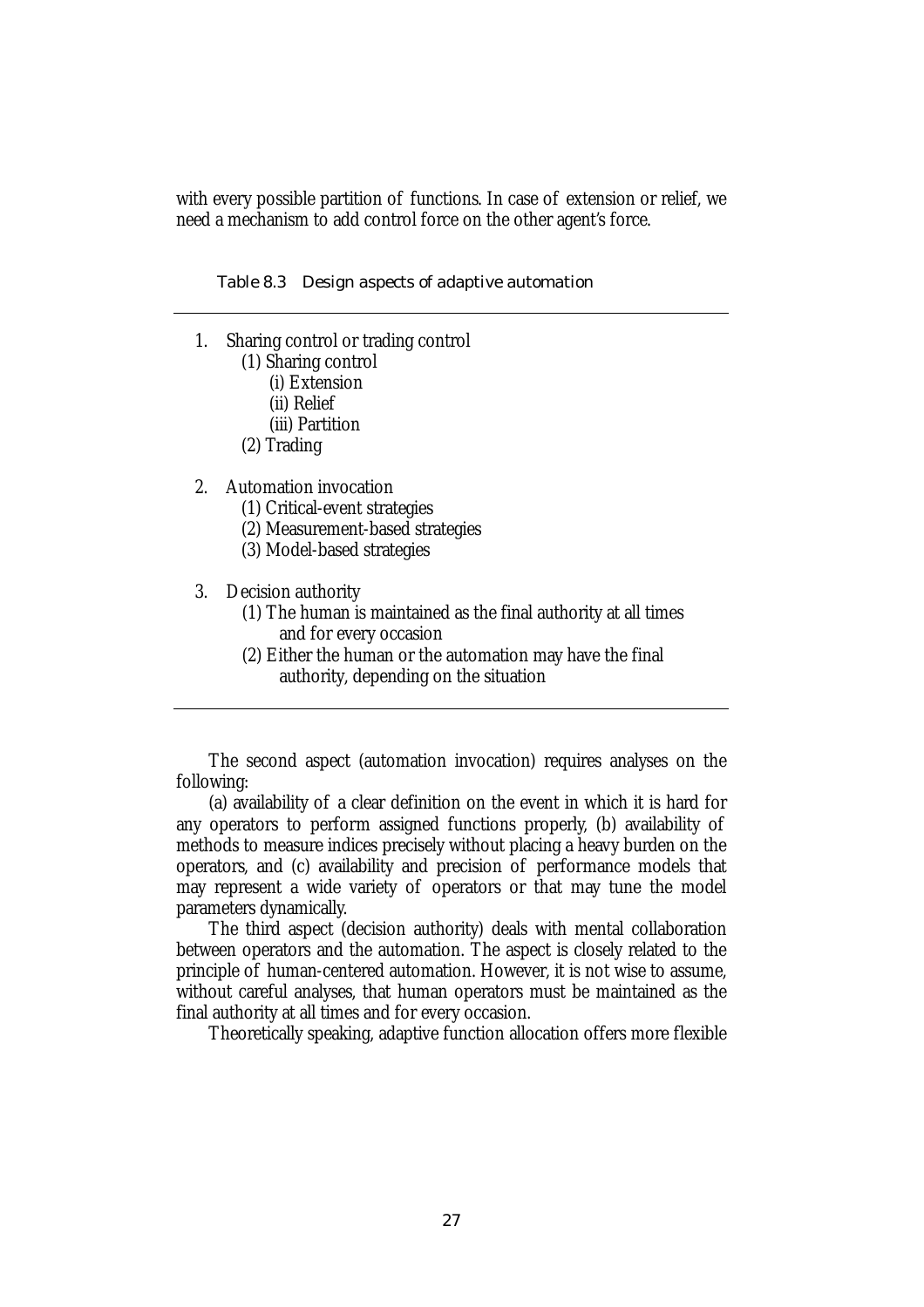with every possible partition of functions. In case of extension or relief, we need a mechanism to add control force on the other agent's force.

Table 8.3 Design aspects of adaptive automation

1. Sharing control or trading control
   - (1) Sharing control
     - (i) Extension
     - (ii) Relief
     - (iii) Partition
   - (2) Trading

2. Automation invocation
   - (1) Critical-event strategies
   - (2) Measurement-based strategies
   - (3) Model-based strategies

3. Decision authority
   - (1) The human is maintained as the final authority at all times and for every occasion
   - (2) Either the human or the automation may have the final authority, depending on the situation

The second aspect (automation invocation) requires analyses on the following:

(a) availability of a clear definition on the event in which it is hard for any operators to perform assigned functions properly, (b) availability of methods to measure indices precisely without placing a heavy burden on the operators, and (c) availability and precision of performance models that may represent a wide variety of operators or that may tune the model parameters dynamically.

The third aspect (decision authority) deals with mental collaboration between operators and the automation. The aspect is closely related to the principle of human-centered automation. However, it is not wise to assume, without careful analyses, that human operators must be maintained as the final authority at all times and for every occasion.

Theoretically speaking, adaptive function allocation offers more flexible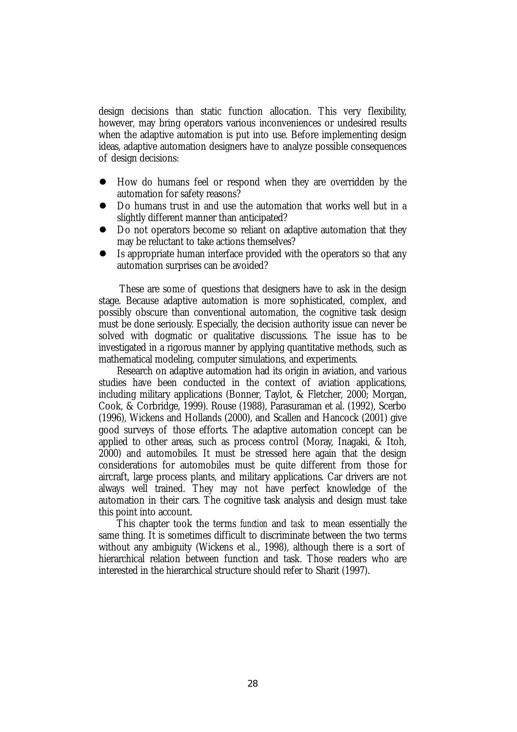design decisions than static function allocation. This very flexibility, however, may bring operators various inconveniences or undesired results when the adaptive automation is put into use. Before implementing design ideas, adaptive automation designers have to analyze possible consequences of design decisions:

- How do humans feel or respond when they are overridden by the automation for safety reasons?
- Do humans trust in and use the automation that works well but in a slightly different manner than anticipated?
- Do not operators become so reliant on adaptive automation that they may be reluctant to take actions themselves?
- Is appropriate human interface provided with the operators so that any automation surprises can be avoided?

These are some of questions that designers have to ask in the design stage. Because adaptive automation is more sophisticated, complex, and possibly obscure than conventional automation, the cognitive task design must be done seriously. Especially, the decision authority issue can never be solved with dogmatic or qualitative discussions. The issue has to be investigated in a rigorous manner by applying quantitative methods, such as mathematical modeling, computer simulations, and experiments.

Research on adaptive automation had its origin in aviation, and various studies have been conducted in the context of aviation applications, including military applications (Bonner, Taylot, & Fletcher, 2000; Morgan, Cook, & Corbridge, 1999). Rouse (1988), Parasuraman et al. (1992), Scerbo (1996), Wickens and Hollands (2000), and Scallen and Hancock (2001) give good surveys of those efforts. The adaptive automation concept can be applied to other areas, such as process control (Moray, Inagaki, & Itoh, 2000) and automobiles. It must be stressed here again that the design considerations for automobiles must be quite different from those for aircraft, large process plants, and military applications. Car drivers are not always well trained. They may not have perfect knowledge of the automation in their cars. The cognitive task analysis and design must take this point into account.

This chapter took the terms *function* and *task* to mean essentially the same thing. It is sometimes difficult to discriminate between the two terms without any ambiguity (Wickens et al., 1998), although there is a sort of hierarchical relation between function and task. Those readers who are interested in the hierarchical structure should refer to Sharit (1997).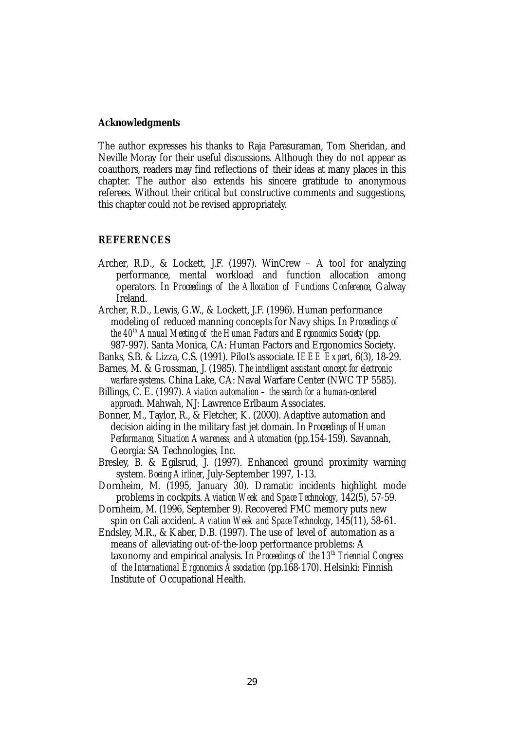**Acknowledgments**

The author expresses his thanks to Raja Parasuraman, Tom Sheridan, and Neville Moray for their useful discussions. Although they do not appear as coauthors, readers may find reflections of their ideas at many places in this chapter. The author also extends his sincere gratitude to anonymous referees. Without their critical but constructive comments and suggestions, this chapter could not be revised appropriately.

## REFERENCES

Archer, R.D., & Lockett, J.F. (1997). WinCrew – A tool for analyzing performance, mental workload and function allocation among operators. In *Proceedings of the Allocation of Functions Conference*, Galway Ireland.

Archer, R.D., Lewis, G.W., & Lockett, J.F. (1996). Human performance modeling of reduced manning concepts for Navy ships. In *Proceedings of the 40th Annual Meeting of the Human Factors and Ergonomics Society* (pp. 987-997). Santa Monica, CA: Human Factors and Ergonomics Society.

Banks, S.B. & Lizza, C.S. (1991). Pilot's associate. *IEEE Expert*, 6(3), 18-29.

Barnes, M. & Grossman, J. (1985). *The intelligent assistant concept for electronic warfare systems*. China Lake, CA: Naval Warfare Center (NWC TP 5585).

Billings, C. E. (1997). *Aviation automation – the search for a human-centered approach*. Mahwah, NJ: Lawrence Erlbaum Associates.

Bonner, M., Taylor, R., & Fletcher, K. (2000). Adaptive automation and decision aiding in the military fast jet domain. In *Proceedings of Human Performance, Situation Awareness, and Automation* (pp.154-159). Savannah, Georgia: SA Technologies, Inc.

Bresley, B. & Egilsrud, J. (1997). Enhanced ground proximity warning system. *Boeing Airliner*, July-September 1997, 1-13.

Dornheim, M. (1995, January 30). Dramatic incidents highlight mode problems in cockpits. *Aviation Week and Space Technology*, 142(5), 57-59.

Dornheim, M. (1996, September 9). Recovered FMC memory puts new spin on Cali accident. *Aviation Week and Space Technology*, 145(11), 58-61.

Endsley, M.R., & Kaber, D.B. (1997). The use of level of automation as a means of alleviating out-of-the-loop performance problems: A taxonomy and empirical analysis. In *Proceedings of the 13th Triennial Congress of the International Ergonomics Association* (pp.168-170). Helsinki: Finnish Institute of Occupational Health.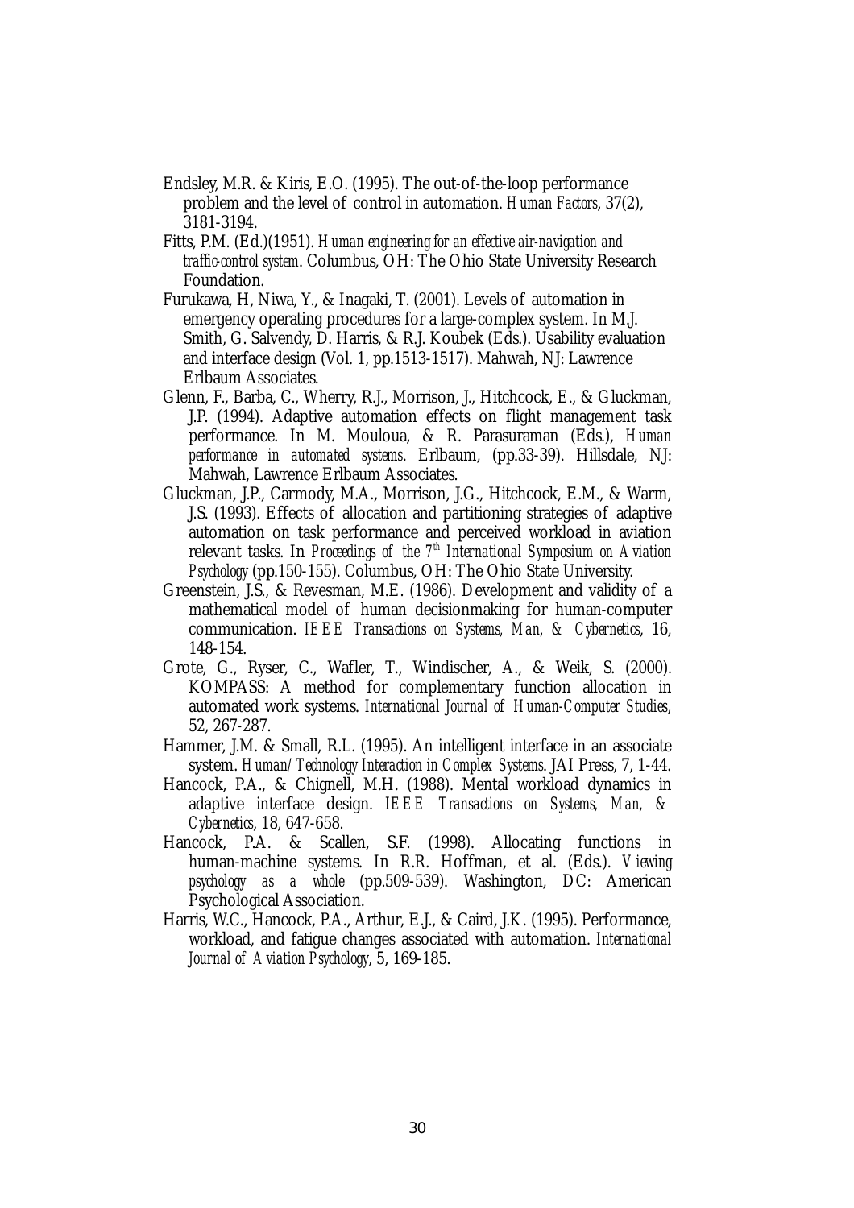Endsley, M.R. & Kiris, E.O. (1995). The out-of-the-loop performance problem and the level of control in automation. *Human Factors*, 37(2), 3181-3194.

Fitts, P.M. (Ed.)(1951). *Human engineering for an effective air-navigation and traffic-control system*. Columbus, OH: The Ohio State University Research Foundation.

Furukawa, H, Niwa, Y., & Inagaki, T. (2001). Levels of automation in emergency operating procedures for a large-complex system. In M.J. Smith, G. Salvendy, D. Harris, & R.J. Koubek (Eds.). Usability evaluation and interface design (Vol. 1, pp.1513-1517). Mahwah, NJ: Lawrence Erlbaum Associates.

Glenn, F., Barba, C., Wherry, R.J., Morrison, J., Hitchcock, E., & Gluckman, J.P. (1994). Adaptive automation effects on flight management task performance. In M. Mouloua, & R. Parasuraman (Eds.), *Human performance in automated systems*. Erlbaum, (pp.33-39). Hillsdale, NJ: Mahwah, Lawrence Erlbaum Associates.

Gluckman, J.P., Carmody, M.A., Morrison, J.G., Hitchcock, E.M., & Warm, J.S. (1993). Effects of allocation and partitioning strategies of adaptive automation on task performance and perceived workload in aviation relevant tasks. In *Proceedings of the 7th International Symposium on Aviation Psychology* (pp.150-155). Columbus, OH: The Ohio State University.

Greenstein, J.S., & Revesman, M.E. (1986). Development and validity of a mathematical model of human decisionmaking for human-computer communication. *IEEE Transactions on Systems, Man, & Cybernetics*, 16, 148-154.

Grote, G., Ryser, C., Wafler, T., Windischer, A., & Weik, S. (2000). KOMPASS: A method for complementary function allocation in automated work systems. *International Journal of Human-Computer Studies*, 52, 267-287.

Hammer, J.M. & Small, R.L. (1995). An intelligent interface in an associate system. *Human/Technology Interaction in Complex Systems*. JAI Press, 7, 1-44.

Hancock, P.A., & Chignell, M.H. (1988). Mental workload dynamics in adaptive interface design. *IEEE Transactions on Systems, Man, & Cybernetics*, 18, 647-658.

Hancock, P.A. & Scallen, S.F. (1998). Allocating functions in human-machine systems. In R.R. Hoffman, et al. (Eds.). *Viewing psychology as a whole* (pp.509-539). Washington, DC: American Psychological Association.

Harris, W.C., Hancock, P.A., Arthur, E.J., & Caird, J.K. (1995). Performance, workload, and fatigue changes associated with automation. *International Journal of Aviation Psychology*, 5, 169-185.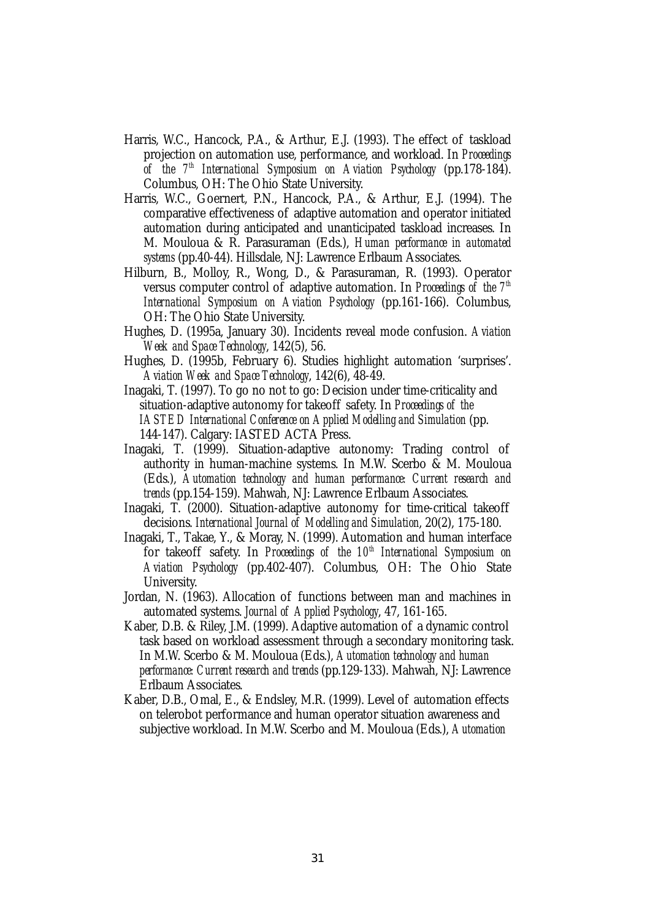Harris, W.C., Hancock, P.A., & Arthur, E.J. (1993). The effect of taskload projection on automation use, performance, and workload. In *Proceedings of the 7th International Symposium on Aviation Psychology* (pp.178-184). Columbus, OH: The Ohio State University.

Harris, W.C., Goernert, P.N., Hancock, P.A., & Arthur, E.J. (1994). The comparative effectiveness of adaptive automation and operator initiated automation during anticipated and unanticipated taskload increases. In M. Mouloua & R. Parasuraman (Eds.), *Human performance in automated systems* (pp.40-44). Hillsdale, NJ: Lawrence Erlbaum Associates.

Hilburn, B., Molloy, R., Wong, D., & Parasuraman, R. (1993). Operator versus computer control of adaptive automation. In *Proceedings of the 7th International Symposium on Aviation Psychology* (pp.161-166). Columbus, OH: The Ohio State University.

Hughes, D. (1995a, January 30). Incidents reveal mode confusion. *Aviation Week and Space Technology*, 142(5), 56.

Hughes, D. (1995b, February 6). Studies highlight automation 'surprises'. *Aviation Week and Space Technology*, 142(6), 48-49.

Inagaki, T. (1997). To go no not to go: Decision under time-criticality and situation-adaptive autonomy for takeoff safety. In *Proceedings of the IASTED International Conference on Applied Modelling and Simulation* (pp. 144-147). Calgary: IASTED ACTA Press.

Inagaki, T. (1999). Situation-adaptive autonomy: Trading control of authority in human-machine systems. In M.W. Scerbo & M. Mouloua (Eds.), *Automation technology and human performance: Current research and trends* (pp.154-159). Mahwah, NJ: Lawrence Erlbaum Associates.

Inagaki, T. (2000). Situation-adaptive autonomy for time-critical takeoff decisions. *International Journal of Modelling and Simulation*, 20(2), 175-180.

Inagaki, T., Takae, Y., & Moray, N. (1999). Automation and human interface for takeoff safety. In *Proceedings of the 10th International Symposium on Aviation Psychology* (pp.402-407). Columbus, OH: The Ohio State University.

Jordan, N. (1963). Allocation of functions between man and machines in automated systems. *Journal of Applied Psychology*, 47, 161-165.

Kaber, D.B. & Riley, J.M. (1999). Adaptive automation of a dynamic control task based on workload assessment through a secondary monitoring task. In M.W. Scerbo & M. Mouloua (Eds.), *Automation technology and human performance: Current research and trends* (pp.129-133). Mahwah, NJ: Lawrence Erlbaum Associates.

Kaber, D.B., Omal, E., & Endsley, M.R. (1999). Level of automation effects on telerobot performance and human operator situation awareness and subjective workload. In M.W. Scerbo and M. Mouloua (Eds.), *Automation*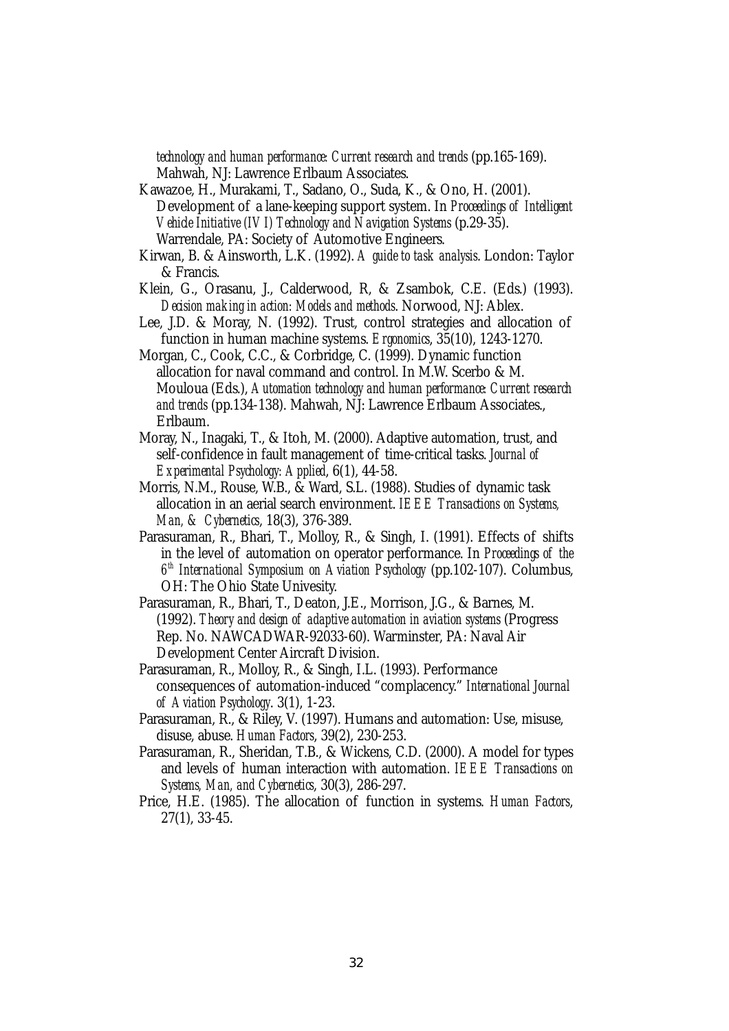*technology and human performance: Current research and trends* (pp.165-169). Mahwah, NJ: Lawrence Erlbaum Associates.

Kawazoe, H., Murakami, T., Sadano, O., Suda, K., & Ono, H. (2001). Development of a lane-keeping support system. In *Proceedings of Intelligent Vehicle Initiative (IVI) Technology and Navigation Systems* (p.29-35). Warrendale, PA: Society of Automotive Engineers.

Kirwan, B. & Ainsworth, L.K. (1992). *A guide to task analysis*. London: Taylor & Francis.

Klein, G., Orasanu, J., Calderwood, R, & Zsambok, C.E. (Eds.) (1993). *Decision making in action: Models and methods*. Norwood, NJ: Ablex.

Lee, J.D. & Moray, N. (1992). Trust, control strategies and allocation of function in human machine systems. *Ergonomics*, 35(10), 1243-1270.

Morgan, C., Cook, C.C., & Corbridge, C. (1999). Dynamic function allocation for naval command and control. In M.W. Scerbo & M. Mouloua (Eds.), *Automation technology and human performance: Current research and trends* (pp.134-138). Mahwah, NJ: Lawrence Erlbaum Associates., Erlbaum.

Moray, N., Inagaki, T., & Itoh, M. (2000). Adaptive automation, trust, and self-confidence in fault management of time-critical tasks. *Journal of Experimental Psychology: Applied*, 6(1), 44-58.

Morris, N.M., Rouse, W.B., & Ward, S.L. (1988). Studies of dynamic task allocation in an aerial search environment. *IEEE Transactions on Systems, Man, & Cybernetics*, 18(3), 376-389.

Parasuraman, R., Bhari, T., Molloy, R., & Singh, I. (1991). Effects of shifts in the level of automation on operator performance. In *Proceedings of the 6th International Symposium on Aviation Psychology* (pp.102-107). Columbus, OH: The Ohio State Univesity.

Parasuraman, R., Bhari, T., Deaton, J.E., Morrison, J.G., & Barnes, M. (1992). *Theory and design of adaptive automation in aviation systems* (Progress Rep. No. NAWCADWAR-92033-60). Warminster, PA: Naval Air Development Center Aircraft Division.

Parasuraman, R., Molloy, R., & Singh, I.L. (1993). Performance consequences of automation-induced "complacency." *International Journal of Aviation Psychology*. 3(1), 1-23.

Parasuraman, R., & Riley, V. (1997). Humans and automation: Use, misuse, disuse, abuse. *Human Factors*, 39(2), 230-253.

Parasuraman, R., Sheridan, T.B., & Wickens, C.D. (2000). A model for types and levels of human interaction with automation. *IEEE Transactions on Systems, Man, and Cybernetics*, 30(3), 286-297.

Price, H.E. (1985). The allocation of function in systems. *Human Factors*, 27(1), 33-45.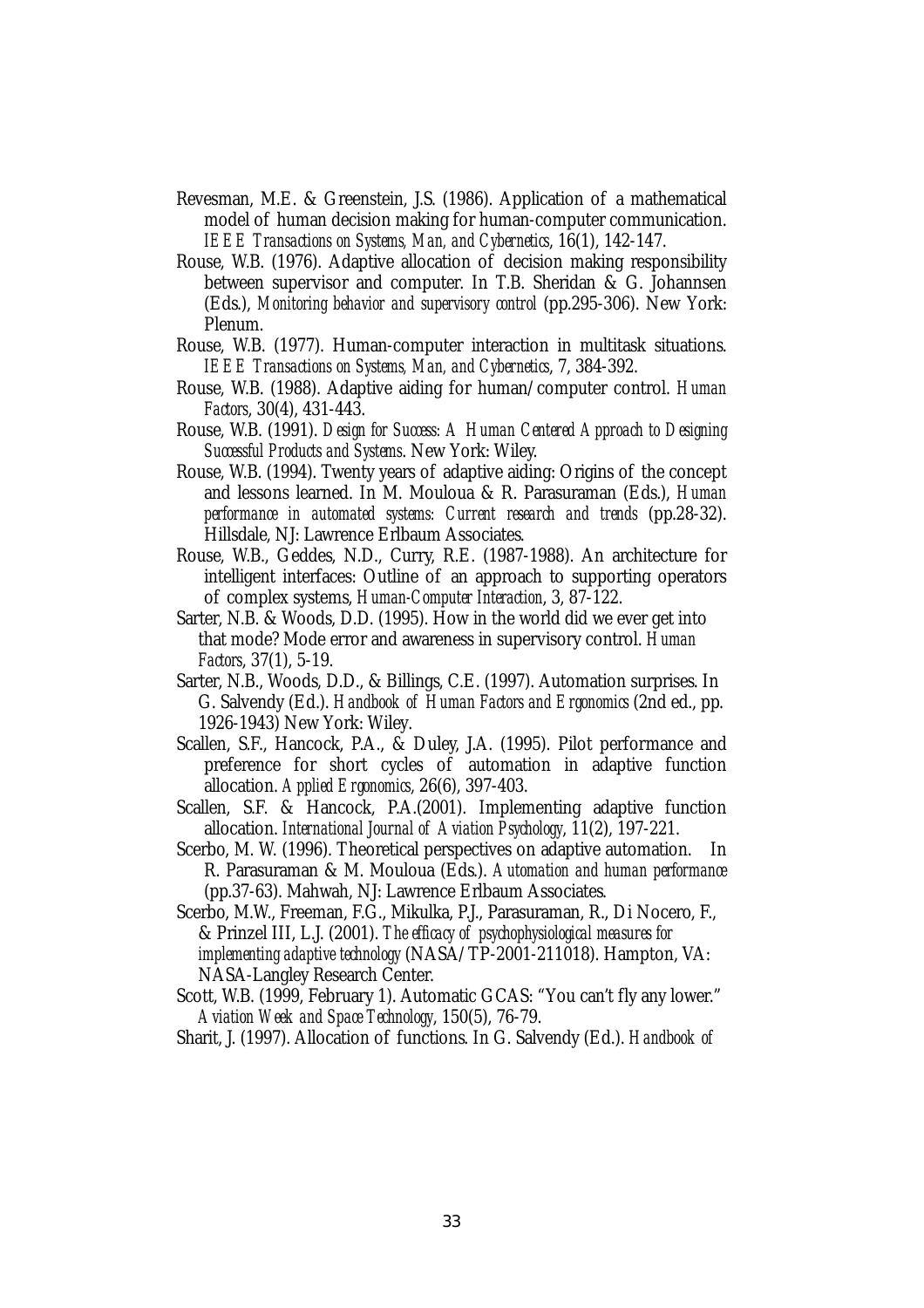Revesman, M.E. & Greenstein, J.S. (1986). Application of a mathematical model of human decision making for human-computer communication. *IEEE Transactions on Systems, Man, and Cybernetics*, 16(1), 142-147.

Rouse, W.B. (1976). Adaptive allocation of decision making responsibility between supervisor and computer. In T.B. Sheridan & G. Johannsen (Eds.), *Monitoring behavior and supervisory control* (pp.295-306). New York: Plenum.

Rouse, W.B. (1977). Human-computer interaction in multitask situations. *IEEE Transactions on Systems, Man, and Cybernetics*, 7, 384-392.

Rouse, W.B. (1988). Adaptive aiding for human/computer control. *Human Factors*, 30(4), 431-443.

Rouse, W.B. (1991). *Design for Success: A Human Centered Approach to Designing Successful Products and Systems*. New York: Wiley.

Rouse, W.B. (1994). Twenty years of adaptive aiding: Origins of the concept and lessons learned. In M. Mouloua & R. Parasuraman (Eds.), *Human performance in automated systems: Current research and trends* (pp.28-32). Hillsdale, NJ: Lawrence Erlbaum Associates.

Rouse, W.B., Geddes, N.D., Curry, R.E. (1987-1988). An architecture for intelligent interfaces: Outline of an approach to supporting operators of complex systems, *Human-Computer Interaction*, 3, 87-122.

Sarter, N.B. & Woods, D.D. (1995). How in the world did we ever get into that mode? Mode error and awareness in supervisory control. *Human Factors*, 37(1), 5-19.

Sarter, N.B., Woods, D.D., & Billings, C.E. (1997). Automation surprises. In G. Salvendy (Ed.). *Handbook of Human Factors and Ergonomics* (2nd ed., pp. 1926-1943) New York: Wiley.

Scallen, S.F., Hancock, P.A., & Duley, J.A. (1995). Pilot performance and preference for short cycles of automation in adaptive function allocation. *Applied Ergonomics*, 26(6), 397-403.

Scallen, S.F. & Hancock, P.A.(2001). Implementing adaptive function allocation. *International Journal of Aviation Psychology*, 11(2), 197-221.

Scerbo, M. W. (1996). Theoretical perspectives on adaptive automation. In R. Parasuraman & M. Mouloua (Eds.). *Automation and human performance* (pp.37-63). Mahwah, NJ: Lawrence Erlbaum Associates.

Scerbo, M.W., Freeman, F.G., Mikulka, P.J., Parasuraman, R., Di Nocero, F., & Prinzel III, L.J. (2001). *The efficacy of psychophysiological measures for implementing adaptive technology* (NASA/TP-2001-211018). Hampton, VA: NASA-Langley Research Center.

Scott, W.B. (1999, February 1). Automatic GCAS: "You can't fly any lower." *Aviation Week and Space Technology*, 150(5), 76-79.

Sharit, J. (1997). Allocation of functions. In G. Salvendy (Ed.). *Handbook of*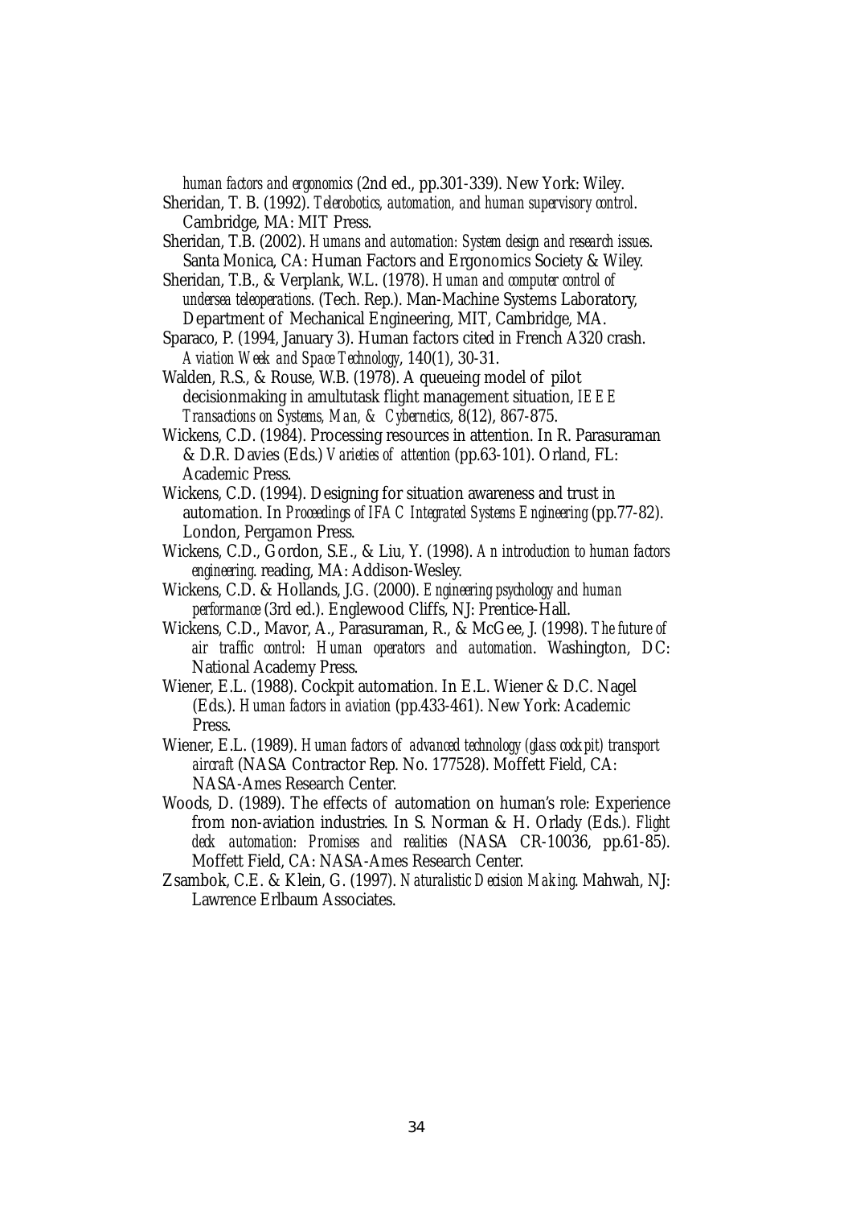*human factors and ergonomics* (2nd ed., pp.301-339). New York: Wiley.

Sheridan, T. B. (1992). *Telerobotics, automation, and human supervisory control*. Cambridge, MA: MIT Press.

Sheridan, T.B. (2002). *Humans and automation: System design and research issues*. Santa Monica, CA: Human Factors and Ergonomics Society & Wiley.

Sheridan, T.B., & Verplank, W.L. (1978). *Human and computer control of undersea teleoperations*. (Tech. Rep.). Man-Machine Systems Laboratory, Department of Mechanical Engineering, MIT, Cambridge, MA.

Sparaco, P. (1994, January 3). Human factors cited in French A320 crash. *Aviation Week and Space Technology*, 140(1), 30-31.

Walden, R.S., & Rouse, W.B. (1978). A queueing model of pilot decisionmaking in amultutask flight management situation, *IEEE Transactions on Systems, Man, & Cybernetics*, 8(12), 867-875.

Wickens, C.D. (1984). Processing resources in attention. In R. Parasuraman & D.R. Davies (Eds.) *Varieties of attention* (pp.63-101). Orland, FL: Academic Press.

Wickens, C.D. (1994). Designing for situation awareness and trust in automation. In *Proceedings of IFAC Integrated Systems Engineering* (pp.77-82). London, Pergamon Press.

Wickens, C.D., Gordon, S.E., & Liu, Y. (1998). *An introduction to human factors engineering*. reading, MA: Addison-Wesley.

Wickens, C.D. & Hollands, J.G. (2000). *Engineering psychology and human performance* (3rd ed.). Englewood Cliffs, NJ: Prentice-Hall.

Wickens, C.D., Mavor, A., Parasuraman, R., & McGee, J. (1998). *The future of air traffic control: Human operators and automation*. Washington, DC: National Academy Press.

Wiener, E.L. (1988). Cockpit automation. In E.L. Wiener & D.C. Nagel (Eds.). *Human factors in aviation* (pp.433-461). New York: Academic Press.

Wiener, E.L. (1989). *Human factors of advanced technology (glass cockpit) transport aircraft* (NASA Contractor Rep. No. 177528). Moffett Field, CA: NASA-Ames Research Center.

Woods, D. (1989). The effects of automation on human's role: Experience from non-aviation industries. In S. Norman & H. Orlady (Eds.). *Flight deck automation: Promises and realities* (NASA CR-10036, pp.61-85). Moffett Field, CA: NASA-Ames Research Center.

Zsambok, C.E. & Klein, G. (1997). *Naturalistic Decision Making*. Mahwah, NJ: Lawrence Erlbaum Associates.